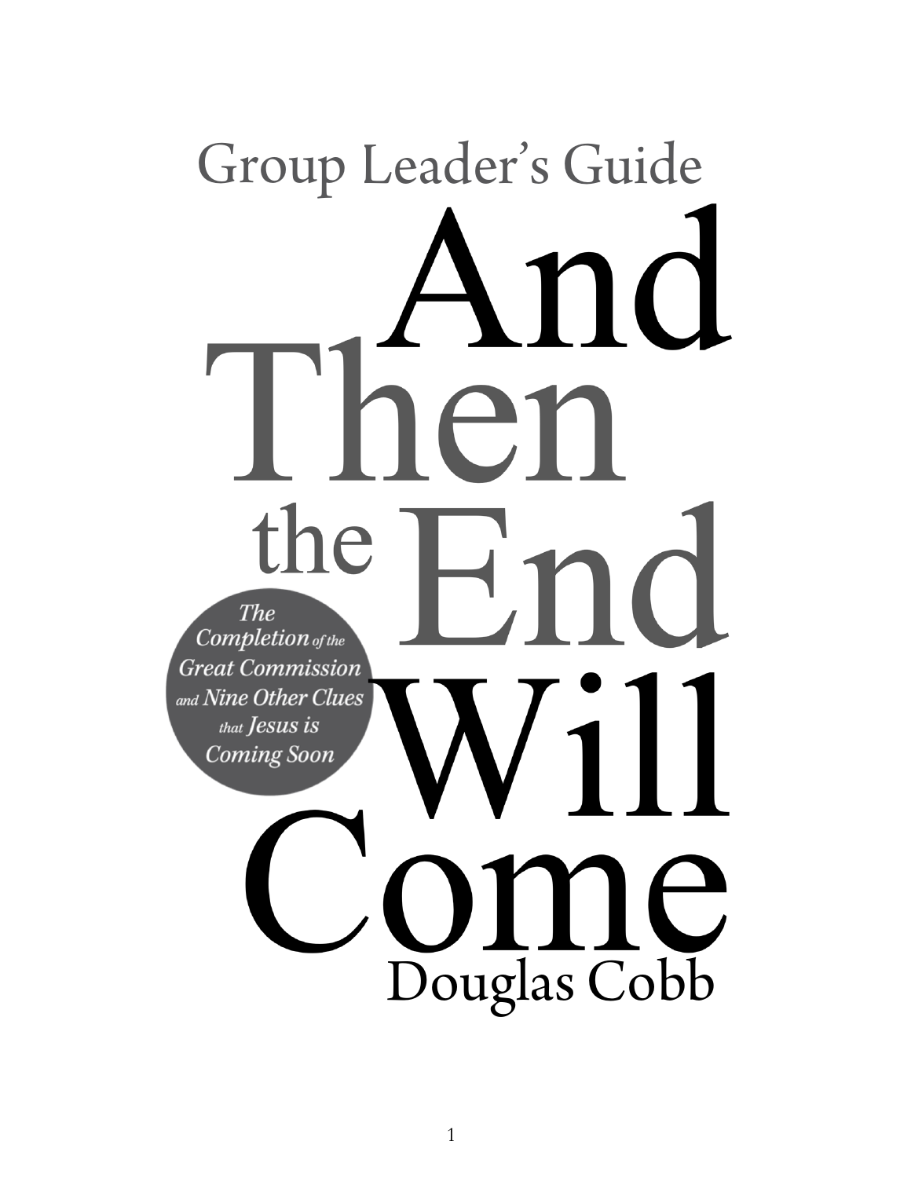# Group Leader's Guide

# And Then the End Will Come

*The Completion of the Great Commission and Nine Other Clues that Jesus is Coming Soon*

Douglas Cobb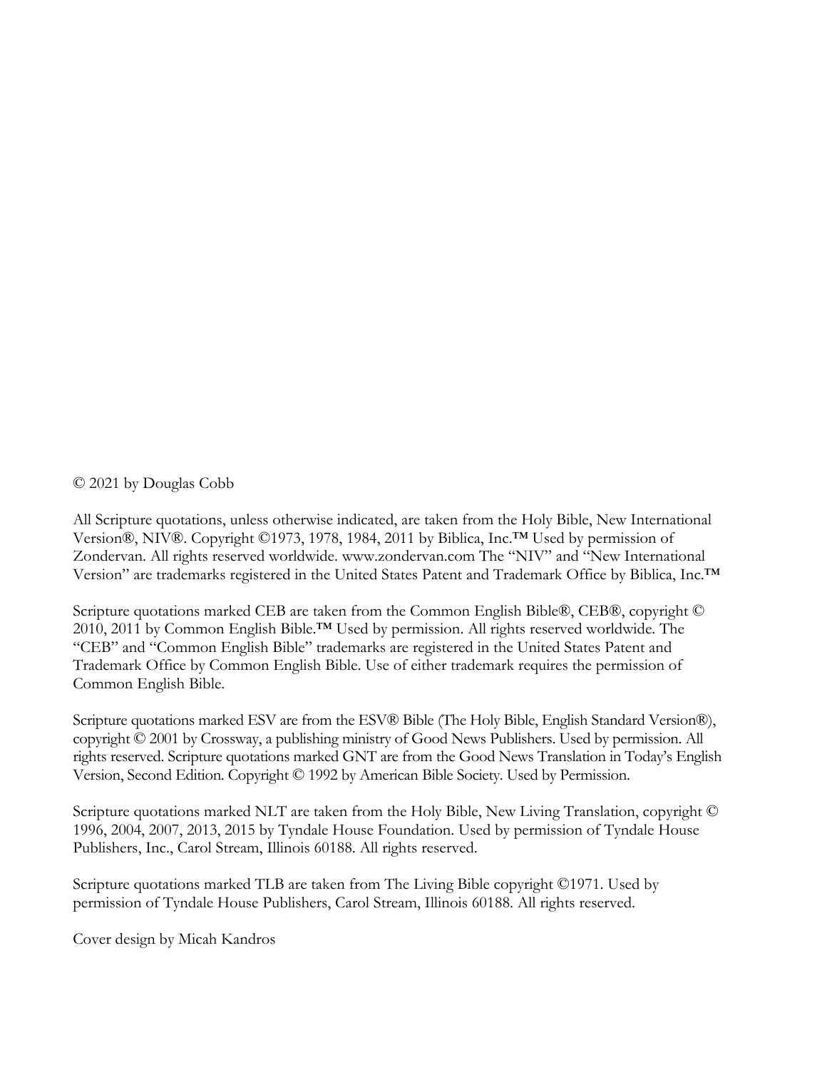© 2021 by Douglas Cobb

All Scripture quotations, unless otherwise indicated, are taken from the Holy Bible, New International Version®, NIV®. Copyright ©1973, 1978, 1984, 2011 by Biblica, Inc.™ Used by permission of Zondervan. All rights reserved worldwide. www.zondervan.com The "NIV" and "New International Version" are trademarks registered in the United States Patent and Trademark Office by Biblica, Inc.™

Scripture quotations marked CEB are taken from the Common English Bible®, CEB®, copyright © 2010, 2011 by Common English Bible.™ Used by permission. All rights reserved worldwide. The "CEB" and "Common English Bible" trademarks are registered in the United States Patent and Trademark Office by Common English Bible. Use of either trademark requires the permission of Common English Bible.

Scripture quotations marked ESV are from the ESV® Bible (The Holy Bible, English Standard Version®), copyright © 2001 by Crossway, a publishing ministry of Good News Publishers. Used by permission. All rights reserved. Scripture quotations marked GNT are from the Good News Translation in Today's English Version, Second Edition. Copyright © 1992 by American Bible Society. Used by Permission.

Scripture quotations marked NLT are taken from the Holy Bible, New Living Translation, copyright © 1996, 2004, 2007, 2013, 2015 by Tyndale House Foundation. Used by permission of Tyndale House Publishers, Inc., Carol Stream, Illinois 60188. All rights reserved.

Scripture quotations marked TLB are taken from The Living Bible copyright ©1971. Used by permission of Tyndale House Publishers, Carol Stream, Illinois 60188. All rights reserved.

Cover design by Micah Kandros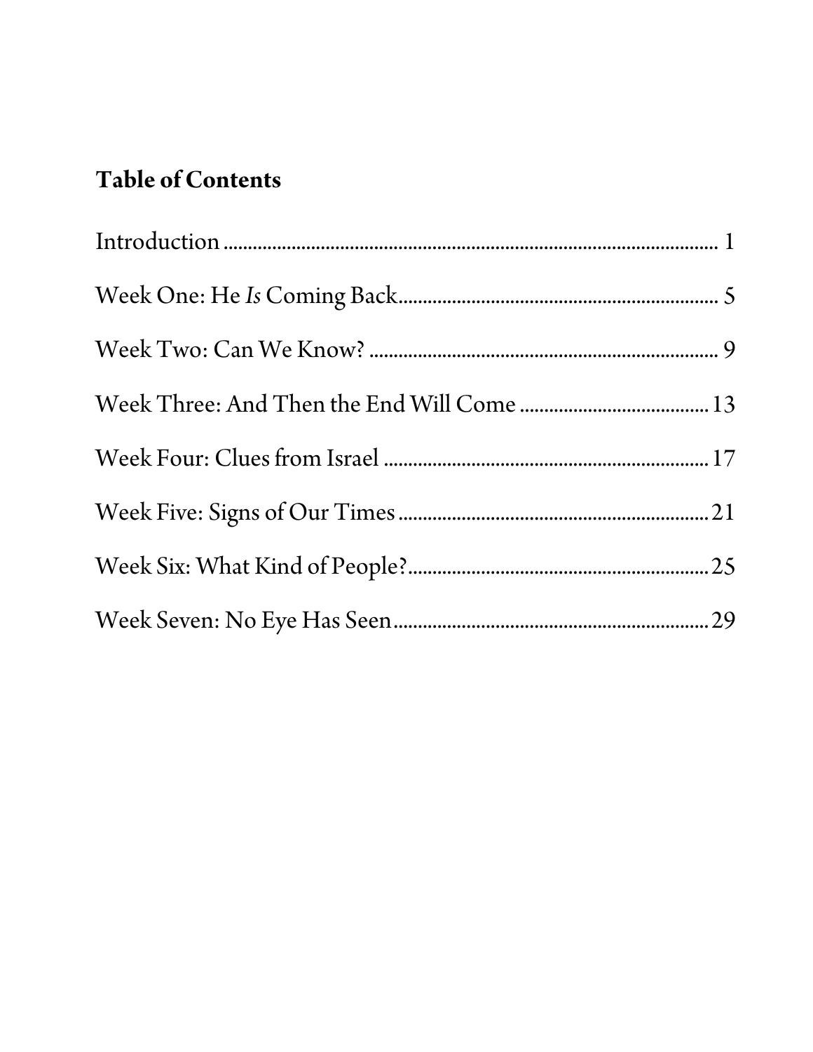## Table of Contents

Introduction ........................................................................................ 1

Week One: He *Is* Coming Back.................................................................. 5

Week Two: Can We Know? ........................................................................ 9

Week Three: And Then the End Will Come ....................................... 13

Week Four: Clues from Israel .................................................................. 17

Week Five: Signs of Our Times ................................................................ 21

Week Six: What Kind of People?.............................................................. 25

Week Seven: No Eye Has Seen.................................................................. 29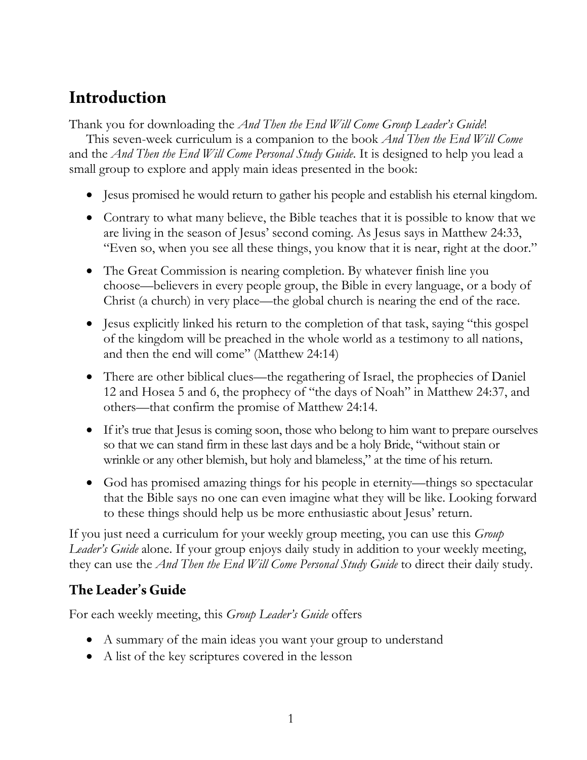# Introduction

Thank you for downloading the *And Then the End Will Come Group Leader's Guide*!

This seven-week curriculum is a companion to the book *And Then the End Will Come* and the *And Then the End Will Come Personal Study Guide*. It is designed to help you lead a small group to explore and apply main ideas presented in the book:

- Jesus promised he would return to gather his people and establish his eternal kingdom.
- Contrary to what many believe, the Bible teaches that it is possible to know that we are living in the season of Jesus' second coming. As Jesus says in Matthew 24:33, "Even so, when you see all these things, you know that it is near, right at the door."
- The Great Commission is nearing completion. By whatever finish line you choose—believers in every people group, the Bible in every language, or a body of Christ (a church) in very place—the global church is nearing the end of the race.
- Jesus explicitly linked his return to the completion of that task, saying "this gospel of the kingdom will be preached in the whole world as a testimony to all nations, and then the end will come" (Matthew 24:14)
- There are other biblical clues—the regathering of Israel, the prophecies of Daniel 12 and Hosea 5 and 6, the prophecy of "the days of Noah" in Matthew 24:37, and others—that confirm the promise of Matthew 24:14.
- If it's true that Jesus is coming soon, those who belong to him want to prepare ourselves so that we can stand firm in these last days and be a holy Bride, "without stain or wrinkle or any other blemish, but holy and blameless," at the time of his return.
- God has promised amazing things for his people in eternity—things so spectacular that the Bible says no one can even imagine what they will be like. Looking forward to these things should help us be more enthusiastic about Jesus' return.

If you just need a curriculum for your weekly group meeting, you can use this *Group Leader's Guide* alone. If your group enjoys daily study in addition to your weekly meeting, they can use the *And Then the End Will Come Personal Study Guide* to direct their daily study.

## The Leader's Guide

For each weekly meeting, this *Group Leader's Guide* offers

- A summary of the main ideas you want your group to understand
- A list of the key scriptures covered in the lesson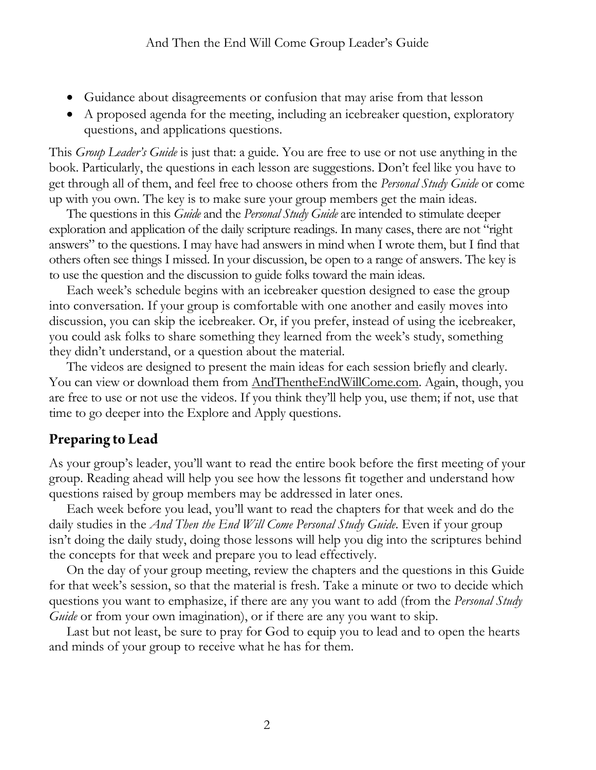- Guidance about disagreements or confusion that may arise from that lesson
- A proposed agenda for the meeting, including an icebreaker question, exploratory questions, and applications questions.

This *Group Leader's Guide* is just that: a guide. You are free to use or not use anything in the book. Particularly, the questions in each lesson are suggestions. Don't feel like you have to get through all of them, and feel free to choose others from the *Personal Study Guide* or come up with you own. The key is to make sure your group members get the main ideas.

The questions in this *Guide* and the *Personal Study Guide* are intended to stimulate deeper exploration and application of the daily scripture readings. In many cases, there are not "right answers" to the questions. I may have had answers in mind when I wrote them, but I find that others often see things I missed. In your discussion, be open to a range of answers. The key is to use the question and the discussion to guide folks toward the main ideas.

Each week's schedule begins with an icebreaker question designed to ease the group into conversation. If your group is comfortable with one another and easily moves into discussion, you can skip the icebreaker. Or, if you prefer, instead of using the icebreaker, you could ask folks to share something they learned from the week's study, something they didn't understand, or a question about the material.

The videos are designed to present the main ideas for each session briefly and clearly. You can view or download them from AndThentheEndWillCome.com. Again, though, you are free to use or not use the videos. If you think they'll help you, use them; if not, use that time to go deeper into the Explore and Apply questions.

## Preparing to Lead

As your group's leader, you'll want to read the entire book before the first meeting of your group. Reading ahead will help you see how the lessons fit together and understand how questions raised by group members may be addressed in later ones.

Each week before you lead, you'll want to read the chapters for that week and do the daily studies in the *And Then the End Will Come Personal Study Guide*. Even if your group isn't doing the daily study, doing those lessons will help you dig into the scriptures behind the concepts for that week and prepare you to lead effectively.

On the day of your group meeting, review the chapters and the questions in this Guide for that week's session, so that the material is fresh. Take a minute or two to decide which questions you want to emphasize, if there are any you want to add (from the *Personal Study Guide* or from your own imagination), or if there are any you want to skip.

Last but not least, be sure to pray for God to equip you to lead and to open the hearts and minds of your group to receive what he has for them.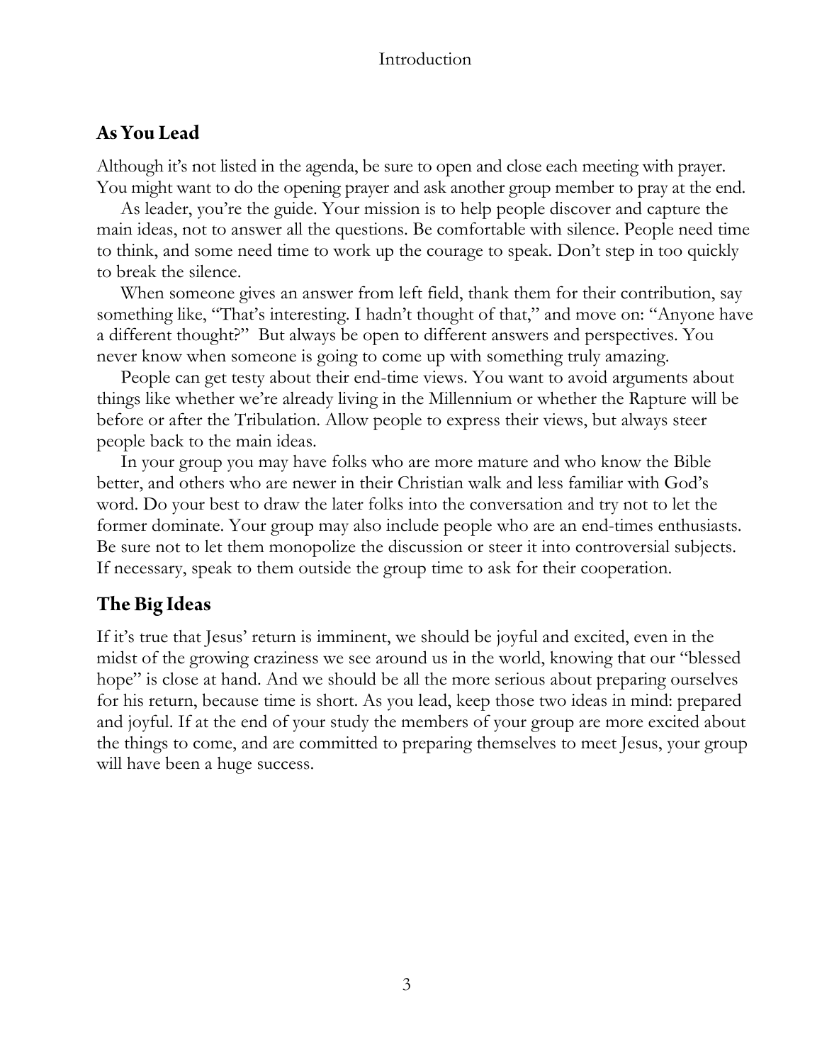## As You Lead

Although it's not listed in the agenda, be sure to open and close each meeting with prayer. You might want to do the opening prayer and ask another group member to pray at the end.

As leader, you're the guide. Your mission is to help people discover and capture the main ideas, not to answer all the questions. Be comfortable with silence. People need time to think, and some need time to work up the courage to speak. Don't step in too quickly to break the silence.

When someone gives an answer from left field, thank them for their contribution, say something like, "That's interesting. I hadn't thought of that," and move on: "Anyone have a different thought?" But always be open to different answers and perspectives. You never know when someone is going to come up with something truly amazing.

People can get testy about their end-time views. You want to avoid arguments about things like whether we're already living in the Millennium or whether the Rapture will be before or after the Tribulation. Allow people to express their views, but always steer people back to the main ideas.

In your group you may have folks who are more mature and who know the Bible better, and others who are newer in their Christian walk and less familiar with God's word. Do your best to draw the later folks into the conversation and try not to let the former dominate. Your group may also include people who are an end-times enthusiasts. Be sure not to let them monopolize the discussion or steer it into controversial subjects. If necessary, speak to them outside the group time to ask for their cooperation.

## The Big Ideas

If it's true that Jesus' return is imminent, we should be joyful and excited, even in the midst of the growing craziness we see around us in the world, knowing that our "blessed hope" is close at hand. And we should be all the more serious about preparing ourselves for his return, because time is short. As you lead, keep those two ideas in mind: prepared and joyful. If at the end of your study the members of your group are more excited about the things to come, and are committed to preparing themselves to meet Jesus, your group will have been a huge success.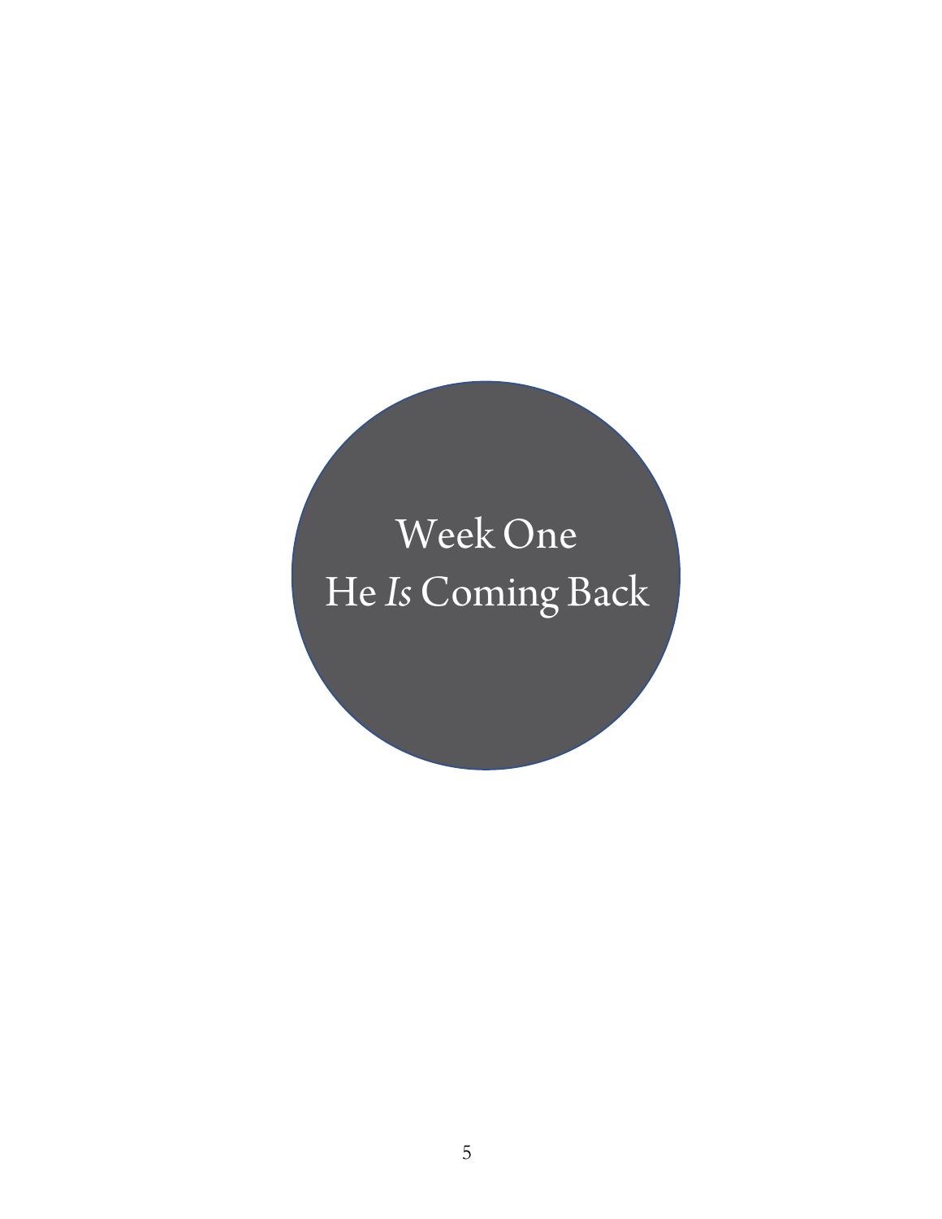# Week One
# He *Is* Coming Back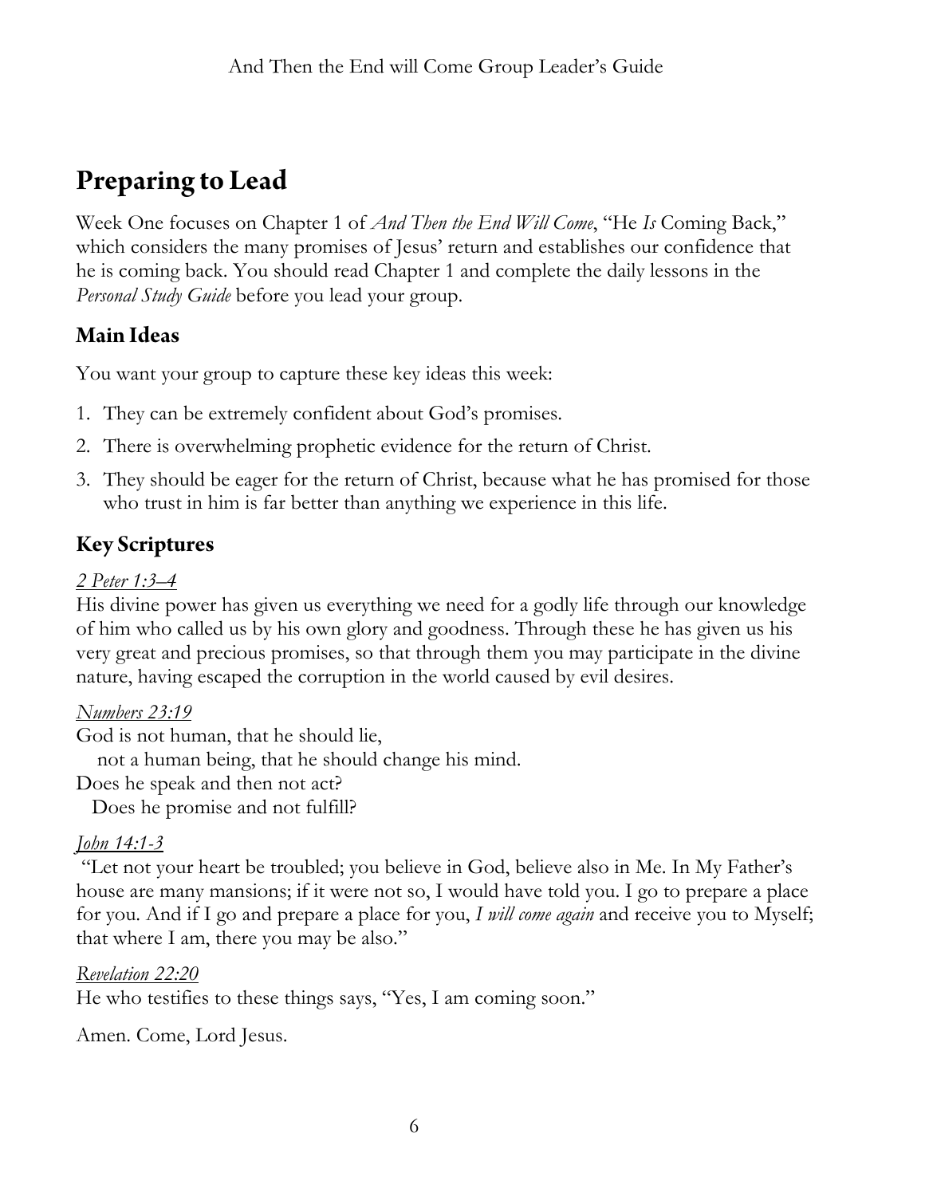# Preparing to Lead

Week One focuses on Chapter 1 of *And Then the End Will Come*, "He *Is* Coming Back," which considers the many promises of Jesus' return and establishes our confidence that he is coming back. You should read Chapter 1 and complete the daily lessons in the *Personal Study Guide* before you lead your group.

## Main Ideas

You want your group to capture these key ideas this week:

1. They can be extremely confident about God's promises.
2. There is overwhelming prophetic evidence for the return of Christ.
3. They should be eager for the return of Christ, because what he has promised for those who trust in him is far better than anything we experience in this life.

## Key Scriptures

*2 Peter 1:3–4*
His divine power has given us everything we need for a godly life through our knowledge of him who called us by his own glory and goodness. Through these he has given us his very great and precious promises, so that through them you may participate in the divine nature, having escaped the corruption in the world caused by evil desires.

*Numbers 23:19*
God is not human, that he should lie,
  not a human being, that he should change his mind.
Does he speak and then not act?
  Does he promise and not fulfill?

*John 14:1-3*
"Let not your heart be troubled; you believe in God, believe also in Me. In My Father's house are many mansions; if it were not so, I would have told you. I go to prepare a place for you. And if I go and prepare a place for you, *I will come again* and receive you to Myself; that where I am, there you may be also."

*Revelation 22:20*
He who testifies to these things says, "Yes, I am coming soon."

Amen. Come, Lord Jesus.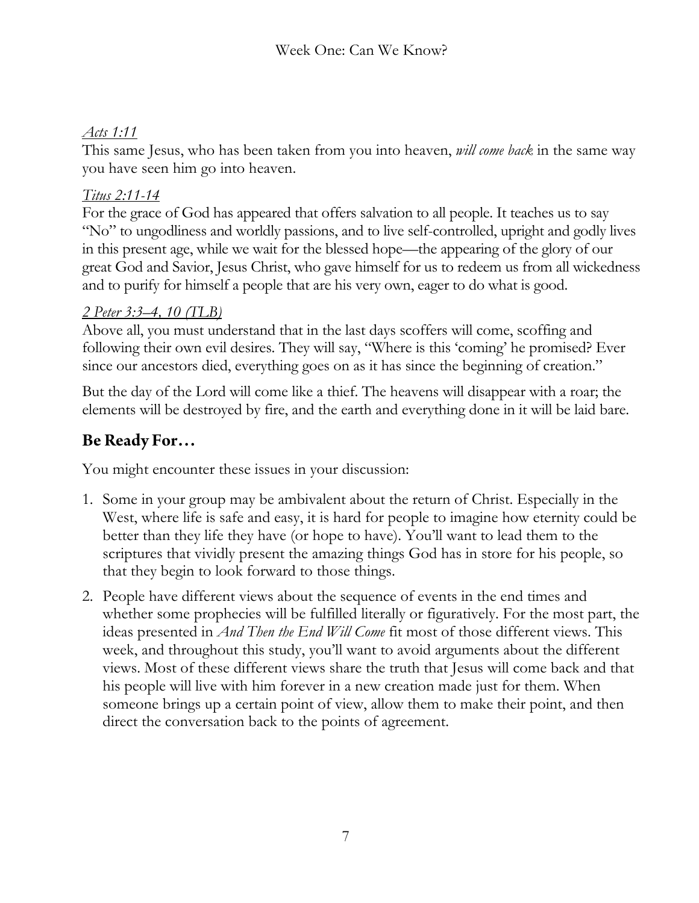*Acts 1:11*
This same Jesus, who has been taken from you into heaven, *will come back* in the same way you have seen him go into heaven.

*Titus 2:11-14*
For the grace of God has appeared that offers salvation to all people. It teaches us to say "No" to ungodliness and worldly passions, and to live self-controlled, upright and godly lives in this present age, while we wait for the blessed hope—the appearing of the glory of our great God and Savior, Jesus Christ, who gave himself for us to redeem us from all wickedness and to purify for himself a people that are his very own, eager to do what is good.

*2 Peter 3:3–4, 10 (TLB)*
Above all, you must understand that in the last days scoffers will come, scoffing and following their own evil desires. They will say, "Where is this 'coming' he promised? Ever since our ancestors died, everything goes on as it has since the beginning of creation."

But the day of the Lord will come like a thief. The heavens will disappear with a roar; the elements will be destroyed by fire, and the earth and everything done in it will be laid bare.

## Be Ready For…

You might encounter these issues in your discussion:

1. Some in your group may be ambivalent about the return of Christ. Especially in the West, where life is safe and easy, it is hard for people to imagine how eternity could be better than they life they have (or hope to have). You'll want to lead them to the scriptures that vividly present the amazing things God has in store for his people, so that they begin to look forward to those things.
2. People have different views about the sequence of events in the end times and whether some prophecies will be fulfilled literally or figuratively. For the most part, the ideas presented in *And Then the End Will Come* fit most of those different views. This week, and throughout this study, you'll want to avoid arguments about the different views. Most of these different views share the truth that Jesus will come back and that his people will live with him forever in a new creation made just for them. When someone brings up a certain point of view, allow them to make their point, and then direct the conversation back to the points of agreement.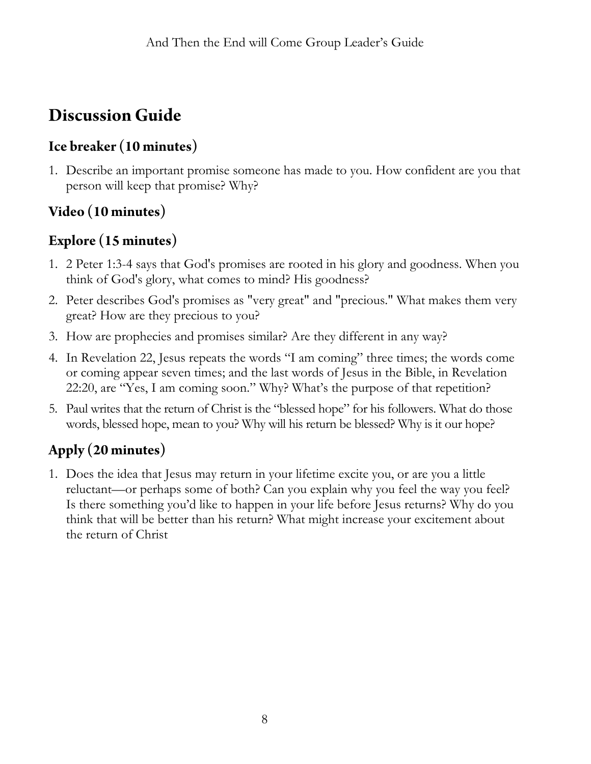# Discussion Guide

## Ice breaker (10 minutes)

1. Describe an important promise someone has made to you. How confident are you that person will keep that promise? Why?

## Video (10 minutes)

## Explore (15 minutes)

1. 2 Peter 1:3-4 says that God's promises are rooted in his glory and goodness. When you think of God's glory, what comes to mind? His goodness?
2. Peter describes God's promises as "very great" and "precious." What makes them very great? How are they precious to you?
3. How are prophecies and promises similar? Are they different in any way?
4. In Revelation 22, Jesus repeats the words "I am coming" three times; the words come or coming appear seven times; and the last words of Jesus in the Bible, in Revelation 22:20, are "Yes, I am coming soon." Why? What's the purpose of that repetition?
5. Paul writes that the return of Christ is the "blessed hope" for his followers. What do those words, blessed hope, mean to you? Why will his return be blessed? Why is it our hope?

## Apply (20 minutes)

1. Does the idea that Jesus may return in your lifetime excite you, or are you a little reluctant—or perhaps some of both? Can you explain why you feel the way you feel? Is there something you'd like to happen in your life before Jesus returns? Why do you think that will be better than his return? What might increase your excitement about the return of Christ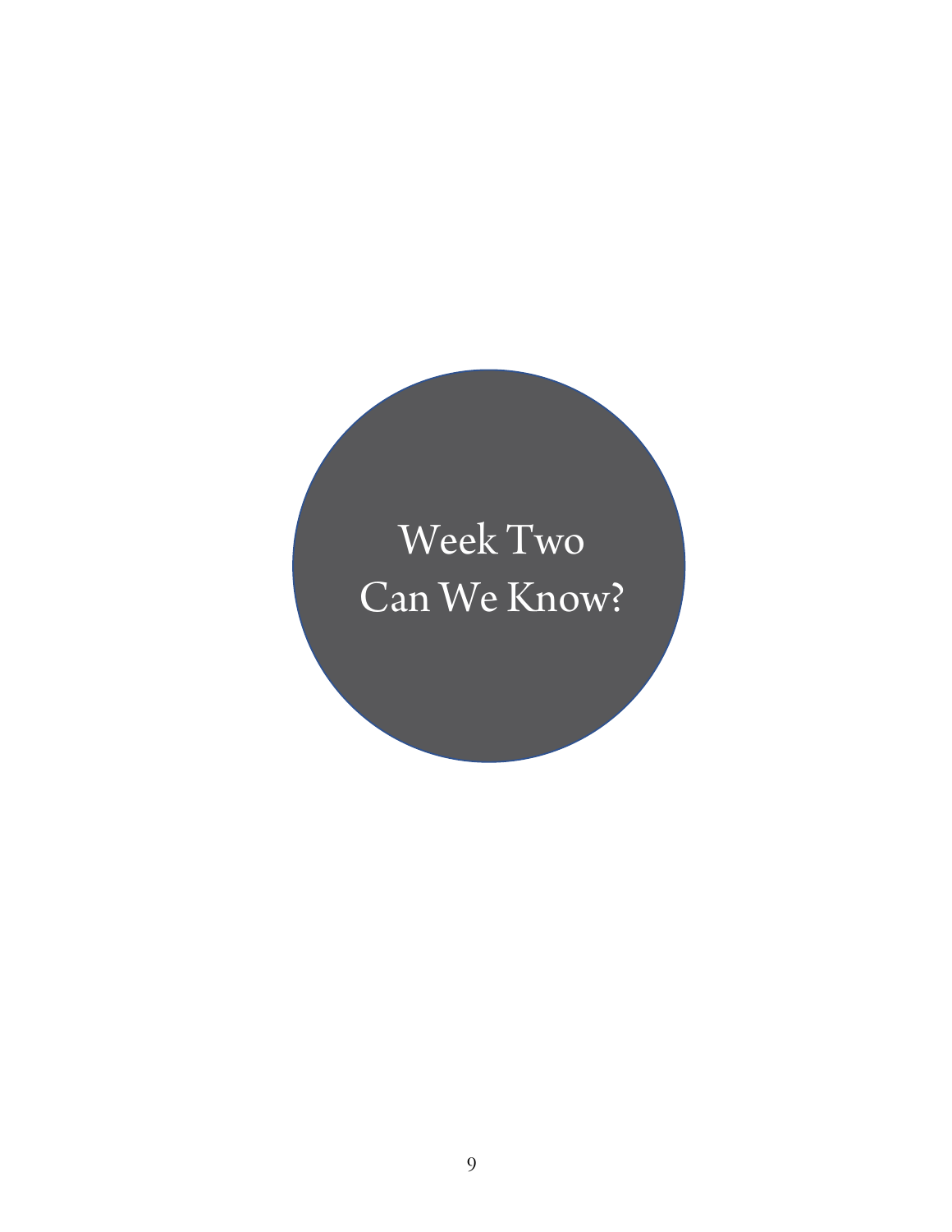# Week Two
# Can We Know?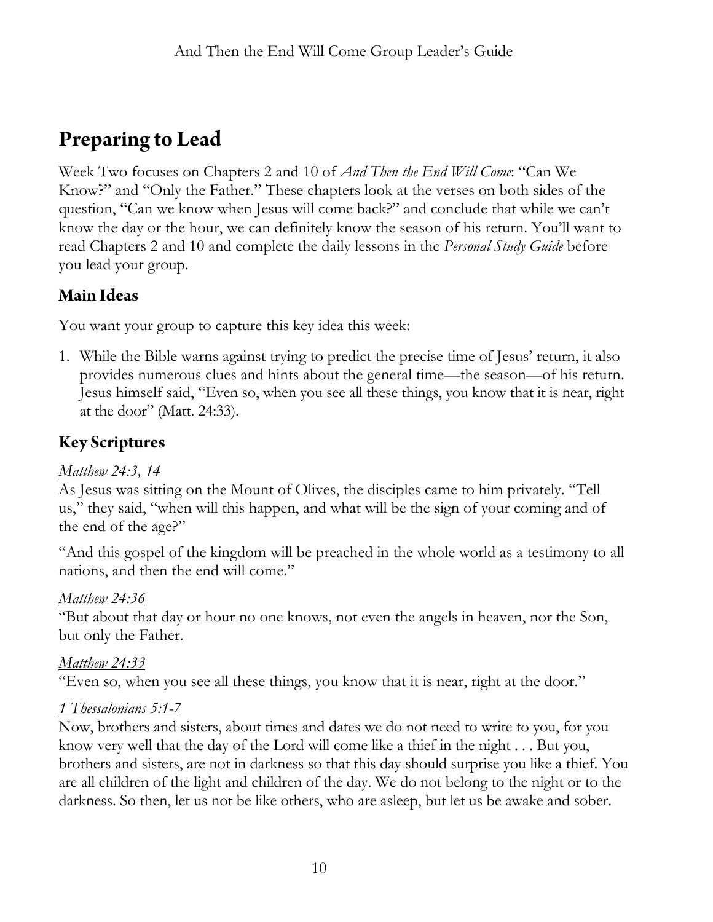# Preparing to Lead

Week Two focuses on Chapters 2 and 10 of *And Then the End Will Come*: "Can We Know?" and "Only the Father." These chapters look at the verses on both sides of the question, "Can we know when Jesus will come back?" and conclude that while we can't know the day or the hour, we can definitely know the season of his return. You'll want to read Chapters 2 and 10 and complete the daily lessons in the *Personal Study Guide* before you lead your group.

## Main Ideas

You want your group to capture this key idea this week:

1. While the Bible warns against trying to predict the precise time of Jesus' return, it also provides numerous clues and hints about the general time—the season—of his return. Jesus himself said, "Even so, when you see all these things, you know that it is near, right at the door" (Matt. 24:33).

## Key Scriptures

*Matthew 24:3, 14*
As Jesus was sitting on the Mount of Olives, the disciples came to him privately. "Tell us," they said, "when will this happen, and what will be the sign of your coming and of the end of the age?"

"And this gospel of the kingdom will be preached in the whole world as a testimony to all nations, and then the end will come."

*Matthew 24:36*
"But about that day or hour no one knows, not even the angels in heaven, nor the Son, but only the Father.

*Matthew 24:33*
"Even so, when you see all these things, you know that it is near, right at the door."

*1 Thessalonians 5:1-7*
Now, brothers and sisters, about times and dates we do not need to write to you, for you know very well that the day of the Lord will come like a thief in the night . . . But you, brothers and sisters, are not in darkness so that this day should surprise you like a thief. You are all children of the light and children of the day. We do not belong to the night or to the darkness. So then, let us not be like others, who are asleep, but let us be awake and sober.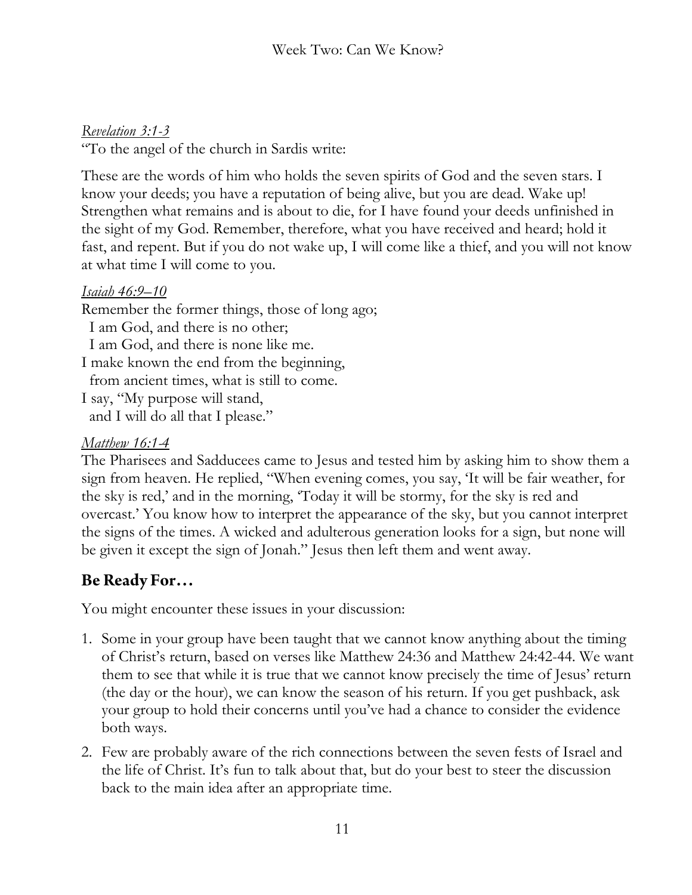*Revelation 3:1-3*
"To the angel of the church in Sardis write:

These are the words of him who holds the seven spirits of God and the seven stars. I know your deeds; you have a reputation of being alive, but you are dead. Wake up! Strengthen what remains and is about to die, for I have found your deeds unfinished in the sight of my God. Remember, therefore, what you have received and heard; hold it fast, and repent. But if you do not wake up, I will come like a thief, and you will not know at what time I will come to you.

*Isaiah 46:9–10*
Remember the former things, those of long ago;
  I am God, and there is no other;
  I am God, and there is none like me.
I make known the end from the beginning,
  from ancient times, what is still to come.
I say, "My purpose will stand,
  and I will do all that I please."

*Matthew 16:1-4*
The Pharisees and Sadducees came to Jesus and tested him by asking him to show them a sign from heaven. He replied, "When evening comes, you say, 'It will be fair weather, for the sky is red,' and in the morning, 'Today it will be stormy, for the sky is red and overcast.' You know how to interpret the appearance of the sky, but you cannot interpret the signs of the times. A wicked and adulterous generation looks for a sign, but none will be given it except the sign of Jonah." Jesus then left them and went away.

## Be Ready For…

You might encounter these issues in your discussion:

1. Some in your group have been taught that we cannot know anything about the timing of Christ's return, based on verses like Matthew 24:36 and Matthew 24:42-44. We want them to see that while it is true that we cannot know precisely the time of Jesus' return (the day or the hour), we can know the season of his return. If you get pushback, ask your group to hold their concerns until you've had a chance to consider the evidence both ways.
2. Few are probably aware of the rich connections between the seven fests of Israel and the life of Christ. It's fun to talk about that, but do your best to steer the discussion back to the main idea after an appropriate time.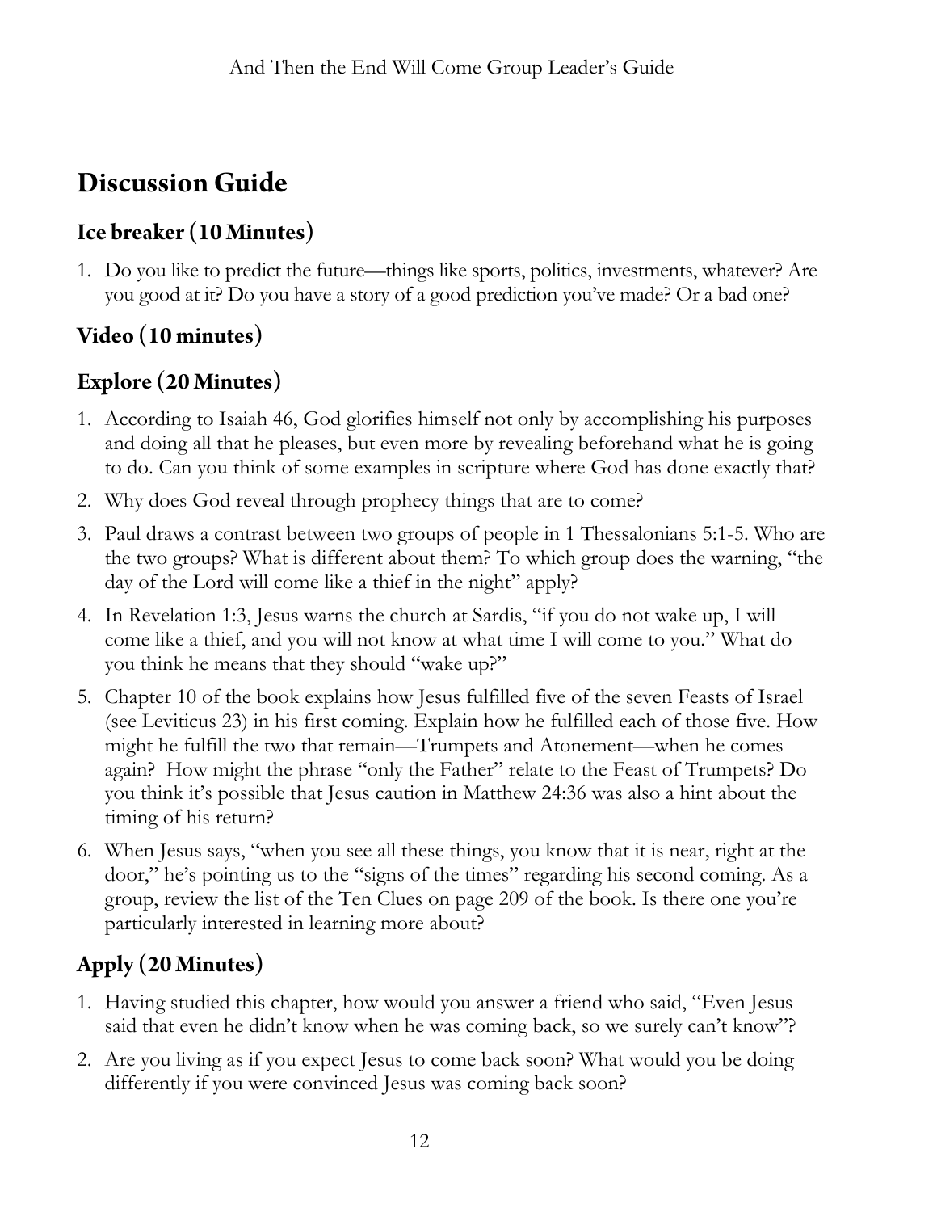# Discussion Guide

## Ice breaker (10 Minutes)

1. Do you like to predict the future—things like sports, politics, investments, whatever? Are you good at it? Do you have a story of a good prediction you've made? Or a bad one?

## Video (10 minutes)

## Explore (20 Minutes)

1. According to Isaiah 46, God glorifies himself not only by accomplishing his purposes and doing all that he pleases, but even more by revealing beforehand what he is going to do. Can you think of some examples in scripture where God has done exactly that?
2. Why does God reveal through prophecy things that are to come?
3. Paul draws a contrast between two groups of people in 1 Thessalonians 5:1-5. Who are the two groups? What is different about them? To which group does the warning, "the day of the Lord will come like a thief in the night" apply?
4. In Revelation 1:3, Jesus warns the church at Sardis, "if you do not wake up, I will come like a thief, and you will not know at what time I will come to you." What do you think he means that they should "wake up?"
5. Chapter 10 of the book explains how Jesus fulfilled five of the seven Feasts of Israel (see Leviticus 23) in his first coming. Explain how he fulfilled each of those five. How might he fulfill the two that remain—Trumpets and Atonement—when he comes again? How might the phrase "only the Father" relate to the Feast of Trumpets? Do you think it's possible that Jesus caution in Matthew 24:36 was also a hint about the timing of his return?
6. When Jesus says, "when you see all these things, you know that it is near, right at the door," he's pointing us to the "signs of the times" regarding his second coming. As a group, review the list of the Ten Clues on page 209 of the book. Is there one you're particularly interested in learning more about?

## Apply (20 Minutes)

1. Having studied this chapter, how would you answer a friend who said, "Even Jesus said that even he didn't know when he was coming back, so we surely can't know"?
2. Are you living as if you expect Jesus to come back soon? What would you be doing differently if you were convinced Jesus was coming back soon?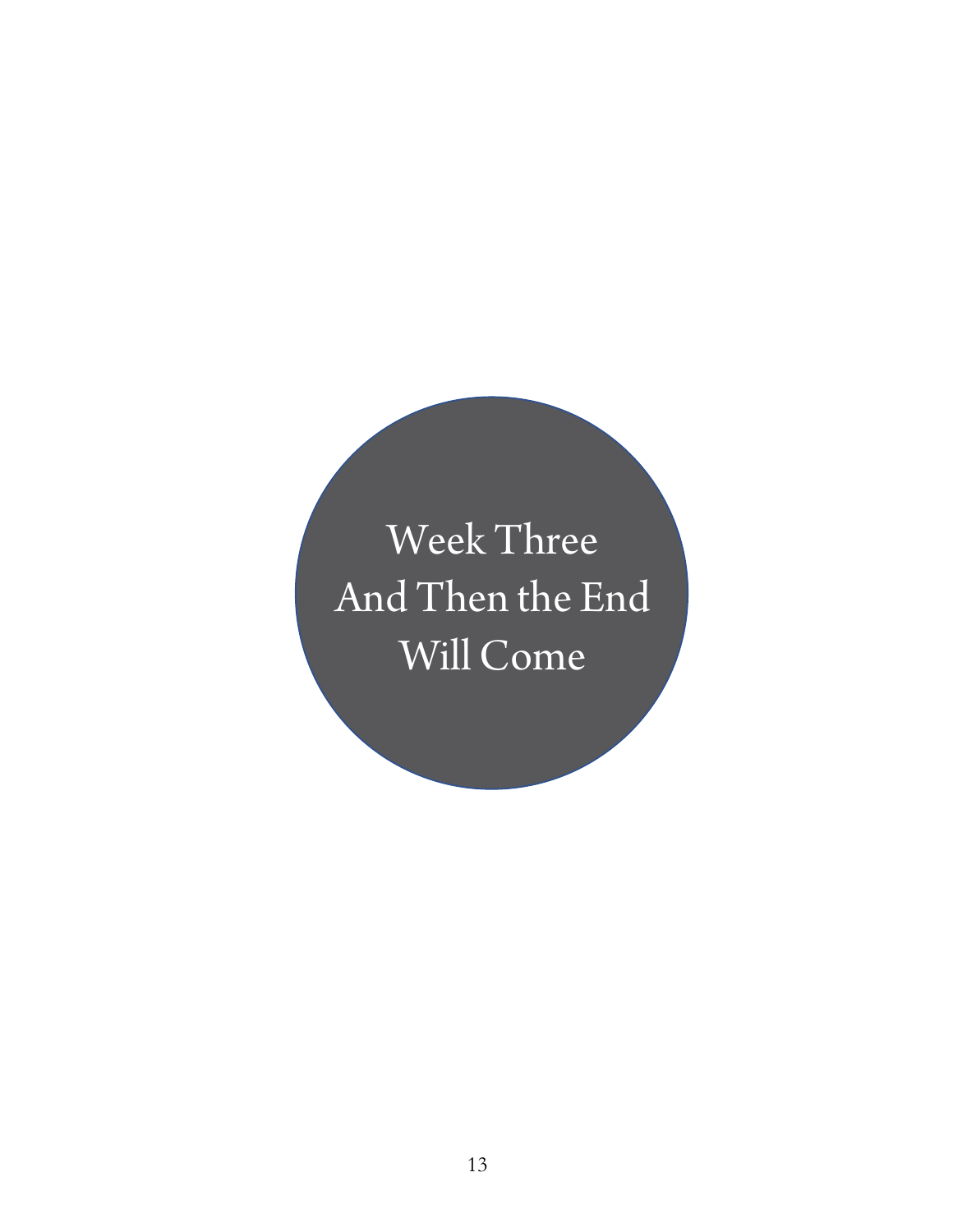# Week Three
# And Then the End Will Come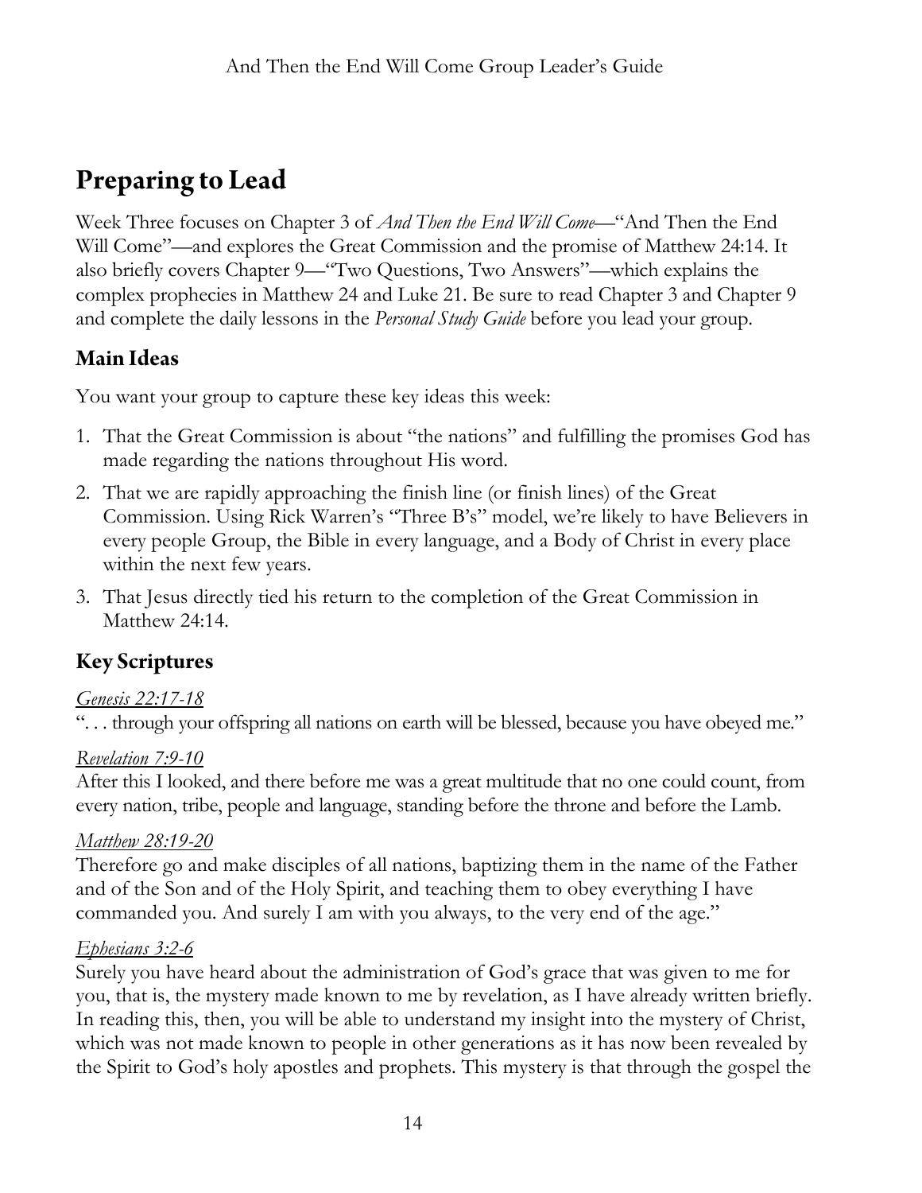# Preparing to Lead

Week Three focuses on Chapter 3 of *And Then the End Will Come*—"And Then the End Will Come"—and explores the Great Commission and the promise of Matthew 24:14. It also briefly covers Chapter 9—"Two Questions, Two Answers"—which explains the complex prophecies in Matthew 24 and Luke 21. Be sure to read Chapter 3 and Chapter 9 and complete the daily lessons in the *Personal Study Guide* before you lead your group.

## Main Ideas

You want your group to capture these key ideas this week:

1. That the Great Commission is about "the nations" and fulfilling the promises God has made regarding the nations throughout His word.
2. That we are rapidly approaching the finish line (or finish lines) of the Great Commission. Using Rick Warren's "Three B's" model, we're likely to have Believers in every people Group, the Bible in every language, and a Body of Christ in every place within the next few years.
3. That Jesus directly tied his return to the completion of the Great Commission in Matthew 24:14.

## Key Scriptures

*Genesis 22:17-18*
". . . through your offspring all nations on earth will be blessed, because you have obeyed me."

*Revelation 7:9-10*
After this I looked, and there before me was a great multitude that no one could count, from every nation, tribe, people and language, standing before the throne and before the Lamb.

*Matthew 28:19-20*
Therefore go and make disciples of all nations, baptizing them in the name of the Father and of the Son and of the Holy Spirit, and teaching them to obey everything I have commanded you. And surely I am with you always, to the very end of the age."

*Ephesians 3:2-6*
Surely you have heard about the administration of God's grace that was given to me for you, that is, the mystery made known to me by revelation, as I have already written briefly. In reading this, then, you will be able to understand my insight into the mystery of Christ, which was not made known to people in other generations as it has now been revealed by the Spirit to God's holy apostles and prophets. This mystery is that through the gospel the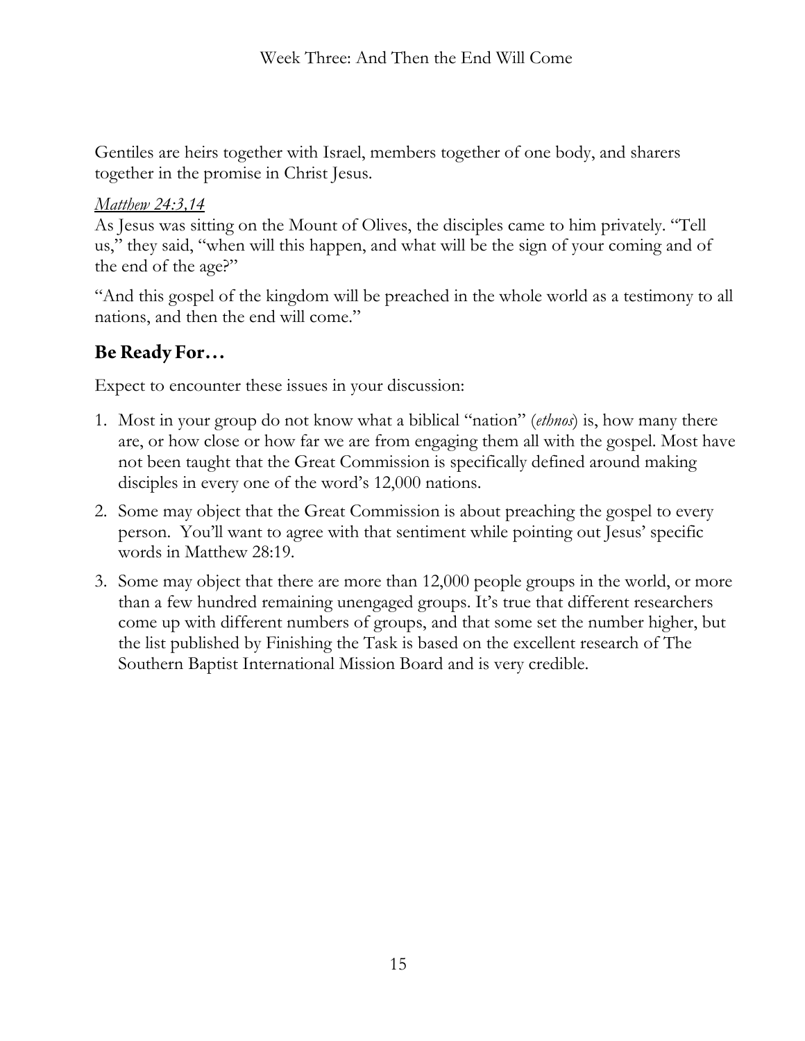Gentiles are heirs together with Israel, members together of one body, and sharers together in the promise in Christ Jesus.

*Matthew 24:3,14*

As Jesus was sitting on the Mount of Olives, the disciples came to him privately. "Tell us," they said, "when will this happen, and what will be the sign of your coming and of the end of the age?"

"And this gospel of the kingdom will be preached in the whole world as a testimony to all nations, and then the end will come."

## Be Ready For…

Expect to encounter these issues in your discussion:

1. Most in your group do not know what a biblical "nation" (*ethnos*) is, how many there are, or how close or how far we are from engaging them all with the gospel. Most have not been taught that the Great Commission is specifically defined around making disciples in every one of the word's 12,000 nations.
2. Some may object that the Great Commission is about preaching the gospel to every person. You'll want to agree with that sentiment while pointing out Jesus' specific words in Matthew 28:19.
3. Some may object that there are more than 12,000 people groups in the world, or more than a few hundred remaining unengaged groups. It's true that different researchers come up with different numbers of groups, and that some set the number higher, but the list published by Finishing the Task is based on the excellent research of The Southern Baptist International Mission Board and is very credible.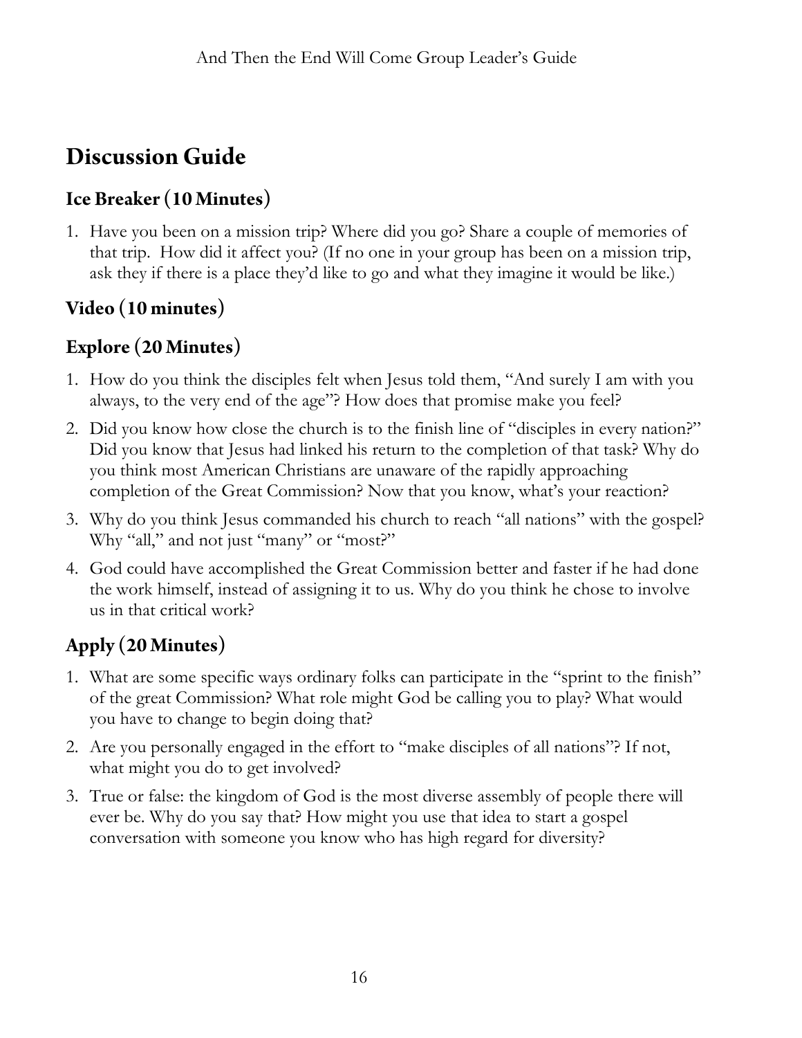# Discussion Guide

## Ice Breaker (10 Minutes)

1. Have you been on a mission trip? Where did you go? Share a couple of memories of that trip. How did it affect you? (If no one in your group has been on a mission trip, ask they if there is a place they'd like to go and what they imagine it would be like.)

## Video (10 minutes)

## Explore (20 Minutes)

1. How do you think the disciples felt when Jesus told them, "And surely I am with you always, to the very end of the age"? How does that promise make you feel?
2. Did you know how close the church is to the finish line of "disciples in every nation?" Did you know that Jesus had linked his return to the completion of that task? Why do you think most American Christians are unaware of the rapidly approaching completion of the Great Commission? Now that you know, what's your reaction?
3. Why do you think Jesus commanded his church to reach "all nations" with the gospel? Why "all," and not just "many" or "most?"
4. God could have accomplished the Great Commission better and faster if he had done the work himself, instead of assigning it to us. Why do you think he chose to involve us in that critical work?

## Apply (20 Minutes)

1. What are some specific ways ordinary folks can participate in the "sprint to the finish" of the great Commission? What role might God be calling you to play? What would you have to change to begin doing that?
2. Are you personally engaged in the effort to "make disciples of all nations"? If not, what might you do to get involved?
3. True or false: the kingdom of God is the most diverse assembly of people there will ever be. Why do you say that? How might you use that idea to start a gospel conversation with someone you know who has high regard for diversity?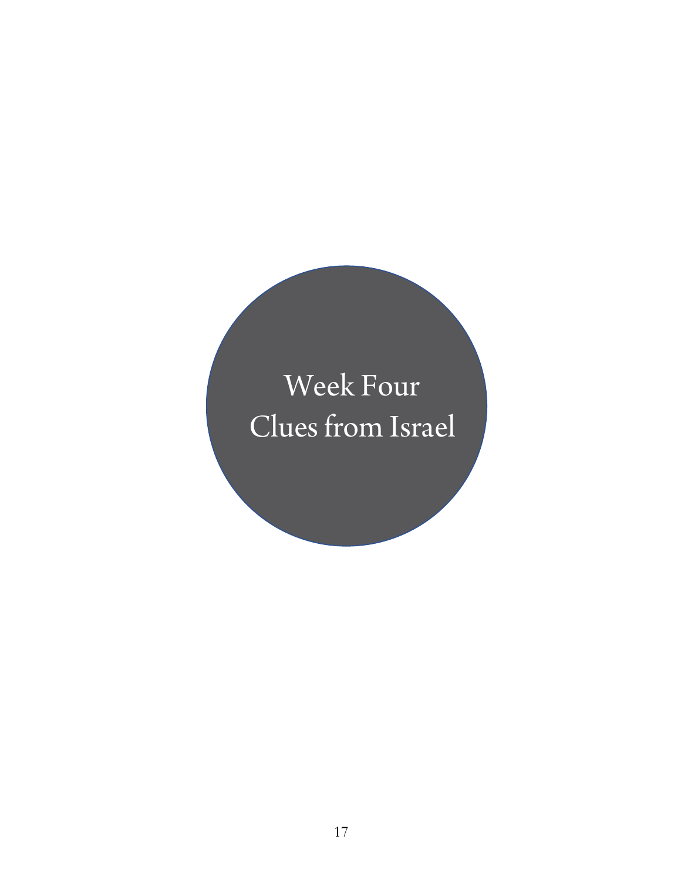# Week Four
# Clues from Israel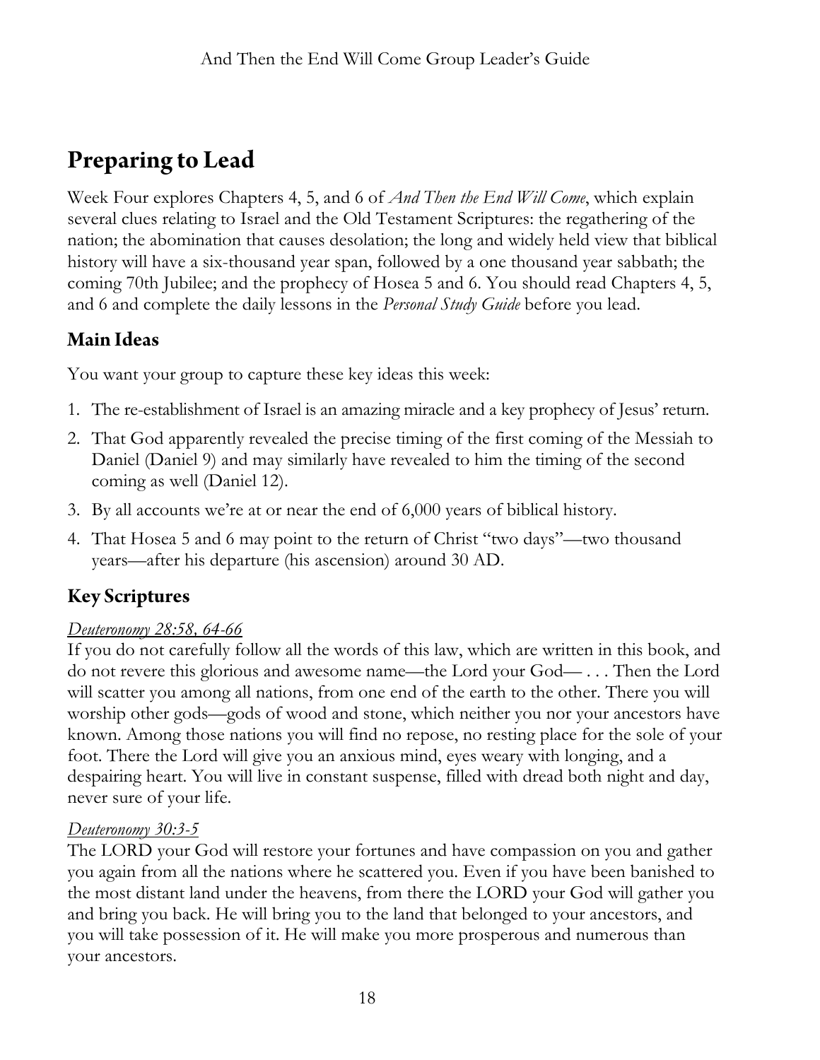# Preparing to Lead

Week Four explores Chapters 4, 5, and 6 of *And Then the End Will Come*, which explain several clues relating to Israel and the Old Testament Scriptures: the regathering of the nation; the abomination that causes desolation; the long and widely held view that biblical history will have a six-thousand year span, followed by a one thousand year sabbath; the coming 70th Jubilee; and the prophecy of Hosea 5 and 6. You should read Chapters 4, 5, and 6 and complete the daily lessons in the *Personal Study Guide* before you lead.

## Main Ideas

You want your group to capture these key ideas this week:

1. The re-establishment of Israel is an amazing miracle and a key prophecy of Jesus' return.
2. That God apparently revealed the precise timing of the first coming of the Messiah to Daniel (Daniel 9) and may similarly have revealed to him the timing of the second coming as well (Daniel 12).
3. By all accounts we're at or near the end of 6,000 years of biblical history.
4. That Hosea 5 and 6 may point to the return of Christ "two days"—two thousand years—after his departure (his ascension) around 30 AD.

## Key Scriptures

*Deuteronomy 28:58, 64-66*

If you do not carefully follow all the words of this law, which are written in this book, and do not revere this glorious and awesome name—the Lord your God— . . . Then the Lord will scatter you among all nations, from one end of the earth to the other. There you will worship other gods—gods of wood and stone, which neither you nor your ancestors have known. Among those nations you will find no repose, no resting place for the sole of your foot. There the Lord will give you an anxious mind, eyes weary with longing, and a despairing heart. You will live in constant suspense, filled with dread both night and day, never sure of your life.

*Deuteronomy 30:3-5*

The LORD your God will restore your fortunes and have compassion on you and gather you again from all the nations where he scattered you. Even if you have been banished to the most distant land under the heavens, from there the LORD your God will gather you and bring you back. He will bring you to the land that belonged to your ancestors, and you will take possession of it. He will make you more prosperous and numerous than your ancestors.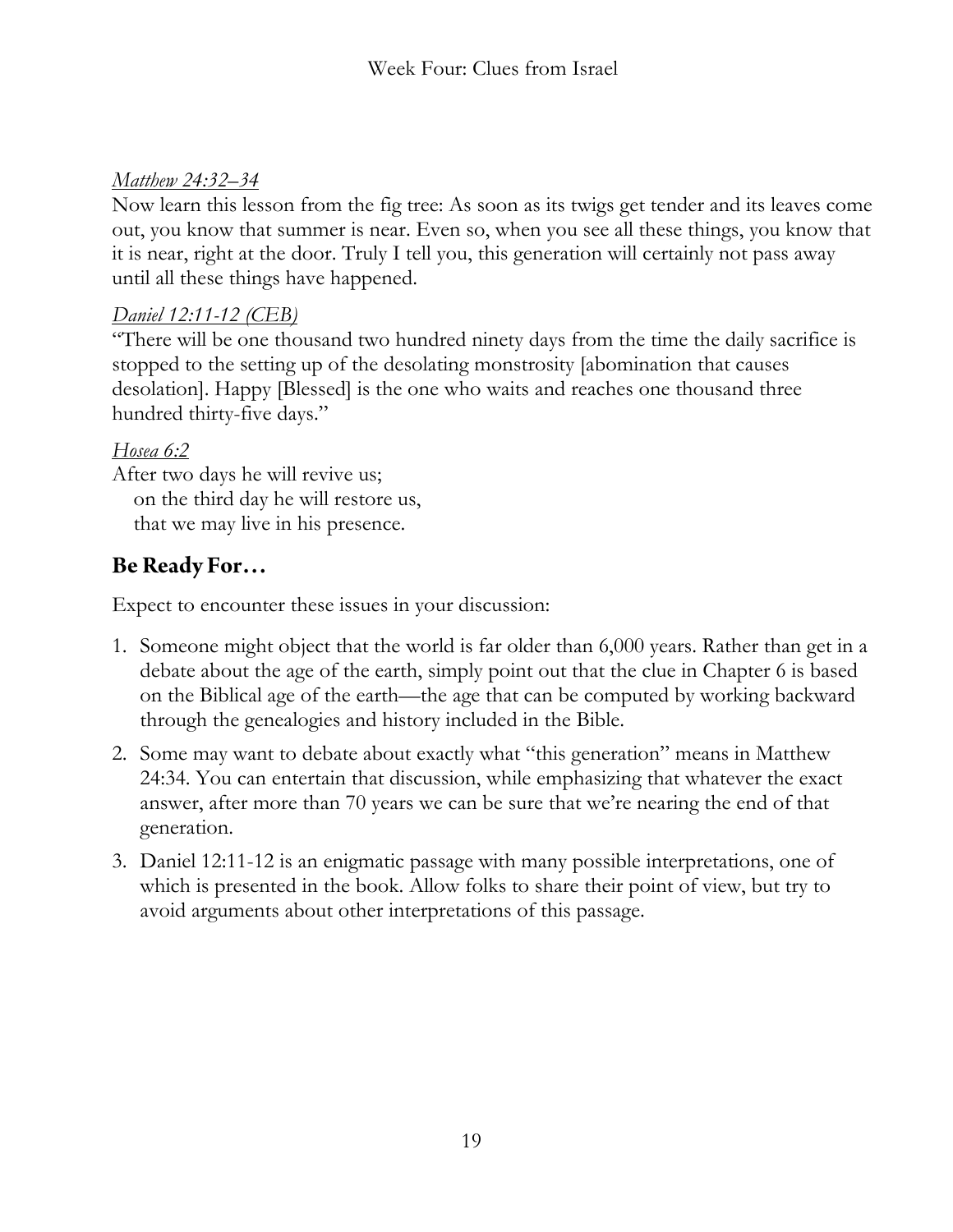*Matthew 24:32–34*

Now learn this lesson from the fig tree: As soon as its twigs get tender and its leaves come out, you know that summer is near. Even so, when you see all these things, you know that it is near, right at the door. Truly I tell you, this generation will certainly not pass away until all these things have happened.

*Daniel 12:11-12 (CEB)*

"There will be one thousand two hundred ninety days from the time the daily sacrifice is stopped to the setting up of the desolating monstrosity [abomination that causes desolation]. Happy [Blessed] is the one who waits and reaches one thousand three hundred thirty-five days."

*Hosea 6:2*

After two days he will revive us;
on the third day he will restore us,
that we may live in his presence.

## Be Ready For…

Expect to encounter these issues in your discussion:

1. Someone might object that the world is far older than 6,000 years. Rather than get in a debate about the age of the earth, simply point out that the clue in Chapter 6 is based on the Biblical age of the earth—the age that can be computed by working backward through the genealogies and history included in the Bible.
2. Some may want to debate about exactly what "this generation" means in Matthew 24:34. You can entertain that discussion, while emphasizing that whatever the exact answer, after more than 70 years we can be sure that we're nearing the end of that generation.
3. Daniel 12:11-12 is an enigmatic passage with many possible interpretations, one of which is presented in the book. Allow folks to share their point of view, but try to avoid arguments about other interpretations of this passage.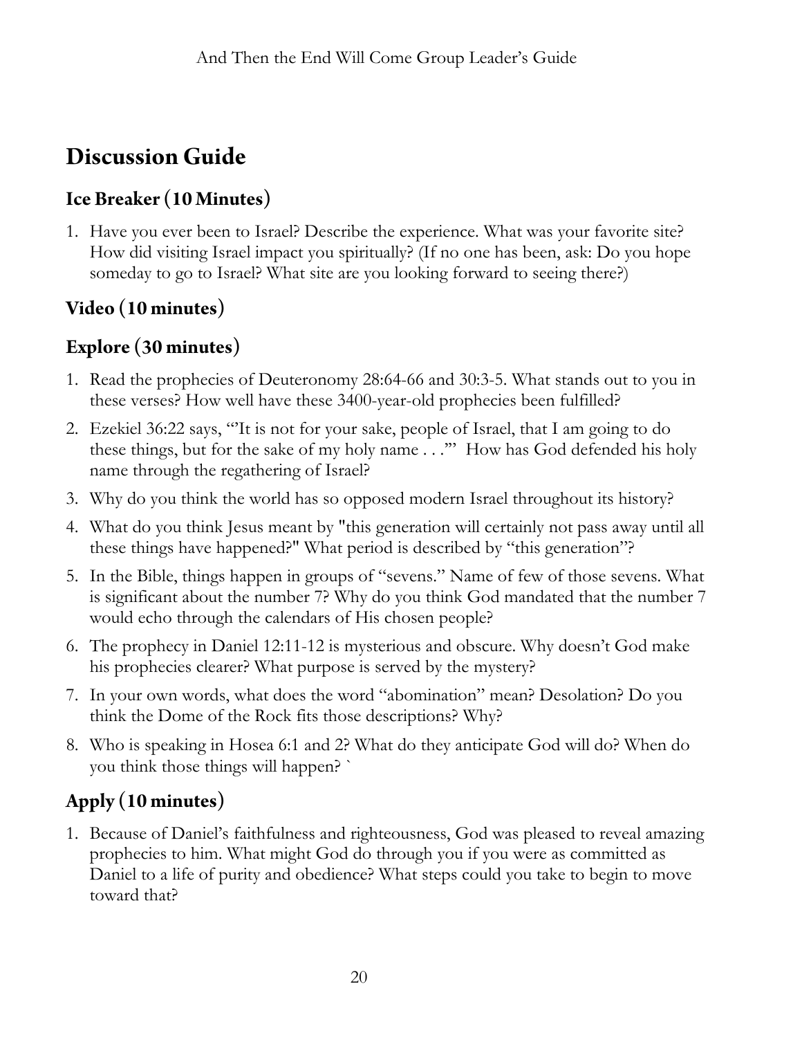# Discussion Guide

## Ice Breaker (10 Minutes)

1. Have you ever been to Israel? Describe the experience. What was your favorite site? How did visiting Israel impact you spiritually? (If no one has been, ask: Do you hope someday to go to Israel? What site are you looking forward to seeing there?)

## Video (10 minutes)

## Explore (30 minutes)

1. Read the prophecies of Deuteronomy 28:64-66 and 30:3-5. What stands out to you in these verses? How well have these 3400-year-old prophecies been fulfilled?
2. Ezekiel 36:22 says, "'It is not for your sake, people of Israel, that I am going to do these things, but for the sake of my holy name . . .'" How has God defended his holy name through the regathering of Israel?
3. Why do you think the world has so opposed modern Israel throughout its history?
4. What do you think Jesus meant by "this generation will certainly not pass away until all these things have happened?" What period is described by "this generation"?
5. In the Bible, things happen in groups of "sevens." Name of few of those sevens. What is significant about the number 7? Why do you think God mandated that the number 7 would echo through the calendars of His chosen people?
6. The prophecy in Daniel 12:11-12 is mysterious and obscure. Why doesn't God make his prophecies clearer? What purpose is served by the mystery?
7. In your own words, what does the word "abomination" mean? Desolation? Do you think the Dome of the Rock fits those descriptions? Why?
8. Who is speaking in Hosea 6:1 and 2? What do they anticipate God will do? When do you think those things will happen? `

## Apply (10 minutes)

1. Because of Daniel's faithfulness and righteousness, God was pleased to reveal amazing prophecies to him. What might God do through you if you were as committed as Daniel to a life of purity and obedience? What steps could you take to begin to move toward that?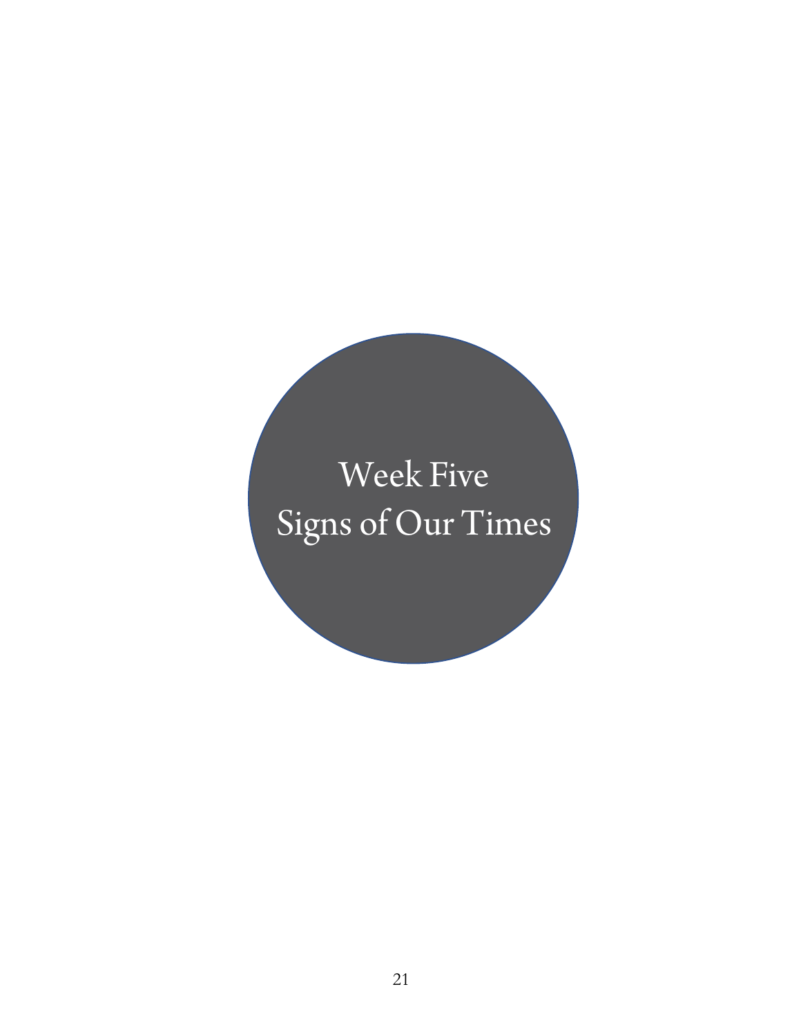# Week Five
# Signs of Our Times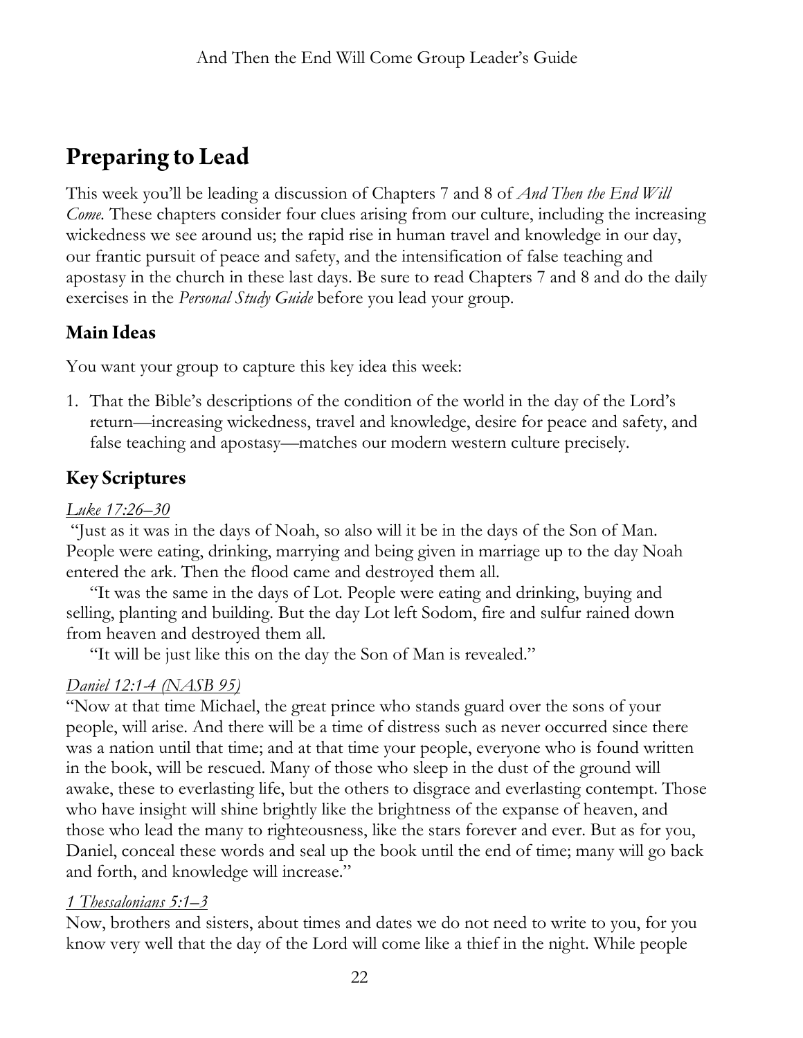# Preparing to Lead

This week you'll be leading a discussion of Chapters 7 and 8 of *And Then the End Will Come.* These chapters consider four clues arising from our culture, including the increasing wickedness we see around us; the rapid rise in human travel and knowledge in our day, our frantic pursuit of peace and safety, and the intensification of false teaching and apostasy in the church in these last days. Be sure to read Chapters 7 and 8 and do the daily exercises in the *Personal Study Guide* before you lead your group.

## Main Ideas

You want your group to capture this key idea this week:

1. That the Bible's descriptions of the condition of the world in the day of the Lord's return—increasing wickedness, travel and knowledge, desire for peace and safety, and false teaching and apostasy—matches our modern western culture precisely.

## Key Scriptures

*Luke 17:26–30*

"Just as it was in the days of Noah, so also will it be in the days of the Son of Man. People were eating, drinking, marrying and being given in marriage up to the day Noah entered the ark. Then the flood came and destroyed them all.

"It was the same in the days of Lot. People were eating and drinking, buying and selling, planting and building. But the day Lot left Sodom, fire and sulfur rained down from heaven and destroyed them all.

"It will be just like this on the day the Son of Man is revealed."

*Daniel 12:1-4 (NASB 95)*

"Now at that time Michael, the great prince who stands guard over the sons of your people, will arise. And there will be a time of distress such as never occurred since there was a nation until that time; and at that time your people, everyone who is found written in the book, will be rescued. Many of those who sleep in the dust of the ground will awake, these to everlasting life, but the others to disgrace and everlasting contempt. Those who have insight will shine brightly like the brightness of the expanse of heaven, and those who lead the many to righteousness, like the stars forever and ever. But as for you, Daniel, conceal these words and seal up the book until the end of time; many will go back and forth, and knowledge will increase."

*1 Thessalonians 5:1–3*

Now, brothers and sisters, about times and dates we do not need to write to you, for you know very well that the day of the Lord will come like a thief in the night. While people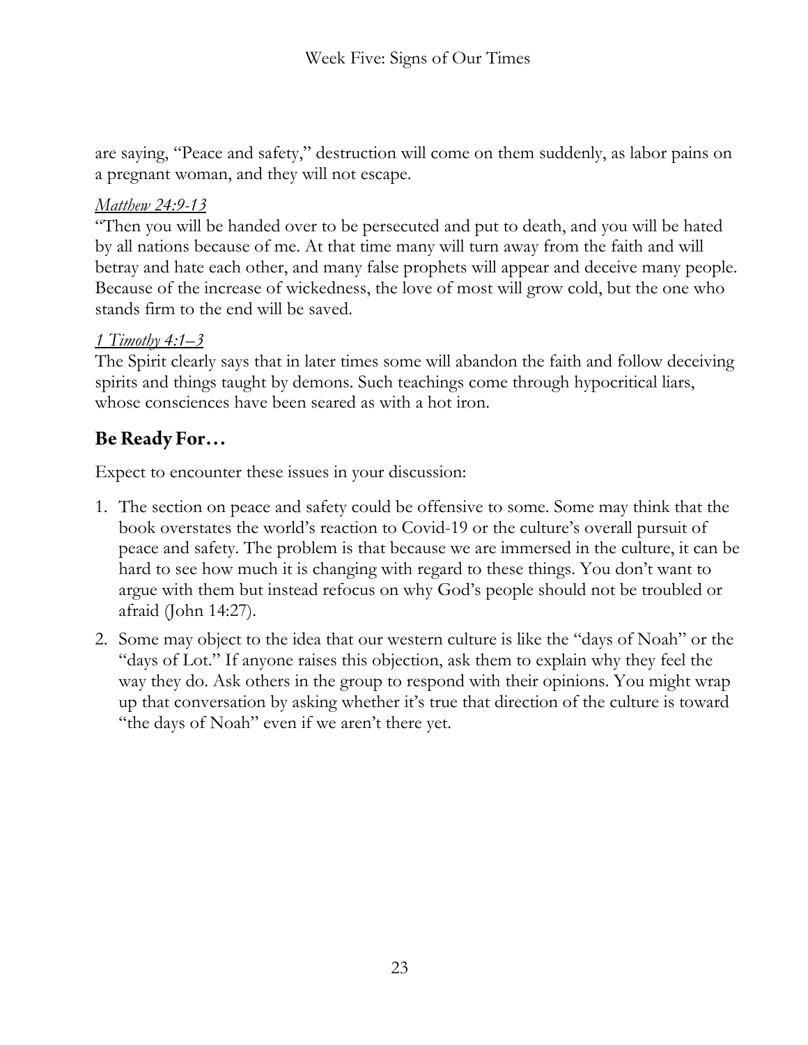are saying, "Peace and safety," destruction will come on them suddenly, as labor pains on a pregnant woman, and they will not escape.

*Matthew 24:9-13*

"Then you will be handed over to be persecuted and put to death, and you will be hated by all nations because of me. At that time many will turn away from the faith and will betray and hate each other, and many false prophets will appear and deceive many people. Because of the increase of wickedness, the love of most will grow cold, but the one who stands firm to the end will be saved.

*1 Timothy 4:1–3*

The Spirit clearly says that in later times some will abandon the faith and follow deceiving spirits and things taught by demons. Such teachings come through hypocritical liars, whose consciences have been seared as with a hot iron.

## Be Ready For…

Expect to encounter these issues in your discussion:

1. The section on peace and safety could be offensive to some. Some may think that the book overstates the world's reaction to Covid-19 or the culture's overall pursuit of peace and safety. The problem is that because we are immersed in the culture, it can be hard to see how much it is changing with regard to these things. You don't want to argue with them but instead refocus on why God's people should not be troubled or afraid (John 14:27).
2. Some may object to the idea that our western culture is like the "days of Noah" or the "days of Lot." If anyone raises this objection, ask them to explain why they feel the way they do. Ask others in the group to respond with their opinions. You might wrap up that conversation by asking whether it's true that direction of the culture is toward "the days of Noah" even if we aren't there yet.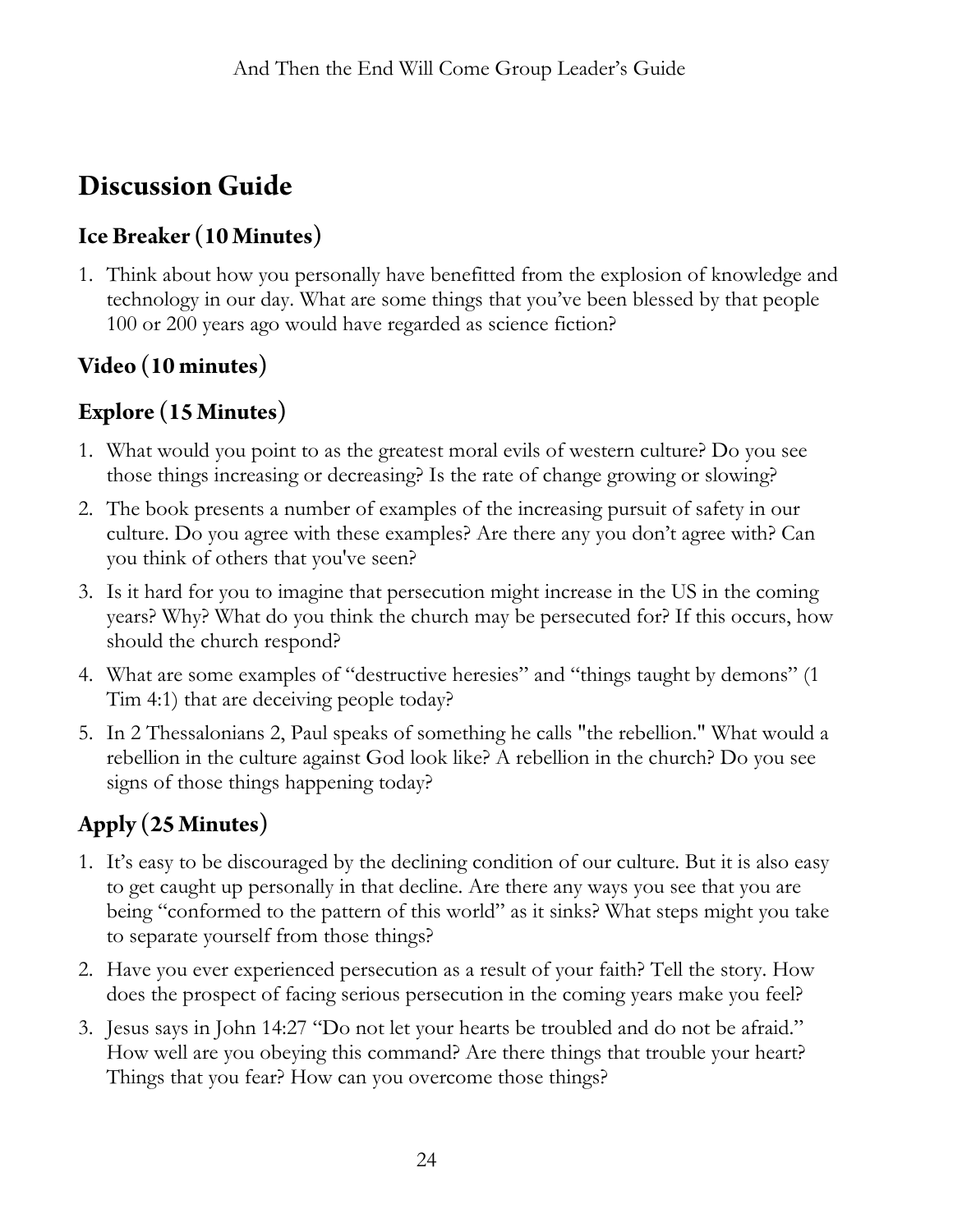# Discussion Guide

## Ice Breaker (10 Minutes)

1. Think about how you personally have benefitted from the explosion of knowledge and technology in our day. What are some things that you've been blessed by that people 100 or 200 years ago would have regarded as science fiction?

## Video (10 minutes)

## Explore (15 Minutes)

1. What would you point to as the greatest moral evils of western culture? Do you see those things increasing or decreasing? Is the rate of change growing or slowing?
2. The book presents a number of examples of the increasing pursuit of safety in our culture. Do you agree with these examples? Are there any you don't agree with? Can you think of others that you've seen?
3. Is it hard for you to imagine that persecution might increase in the US in the coming years? Why? What do you think the church may be persecuted for? If this occurs, how should the church respond?
4. What are some examples of "destructive heresies" and "things taught by demons" (1 Tim 4:1) that are deceiving people today?
5. In 2 Thessalonians 2, Paul speaks of something he calls "the rebellion." What would a rebellion in the culture against God look like? A rebellion in the church? Do you see signs of those things happening today?

## Apply (25 Minutes)

1. It's easy to be discouraged by the declining condition of our culture. But it is also easy to get caught up personally in that decline. Are there any ways you see that you are being "conformed to the pattern of this world" as it sinks? What steps might you take to separate yourself from those things?
2. Have you ever experienced persecution as a result of your faith? Tell the story. How does the prospect of facing serious persecution in the coming years make you feel?
3. Jesus says in John 14:27 "Do not let your hearts be troubled and do not be afraid." How well are you obeying this command? Are there things that trouble your heart? Things that you fear? How can you overcome those things?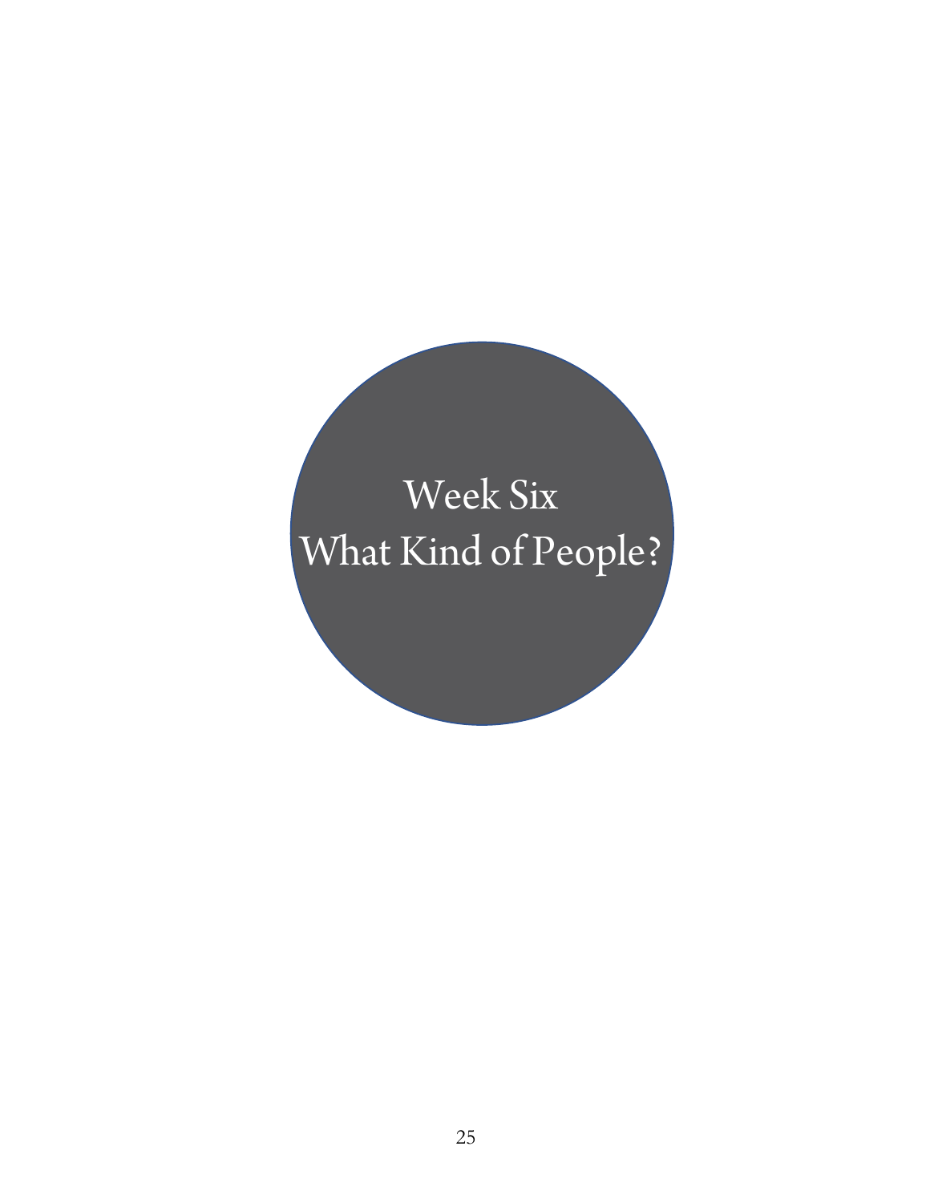# Week Six
# What Kind of People?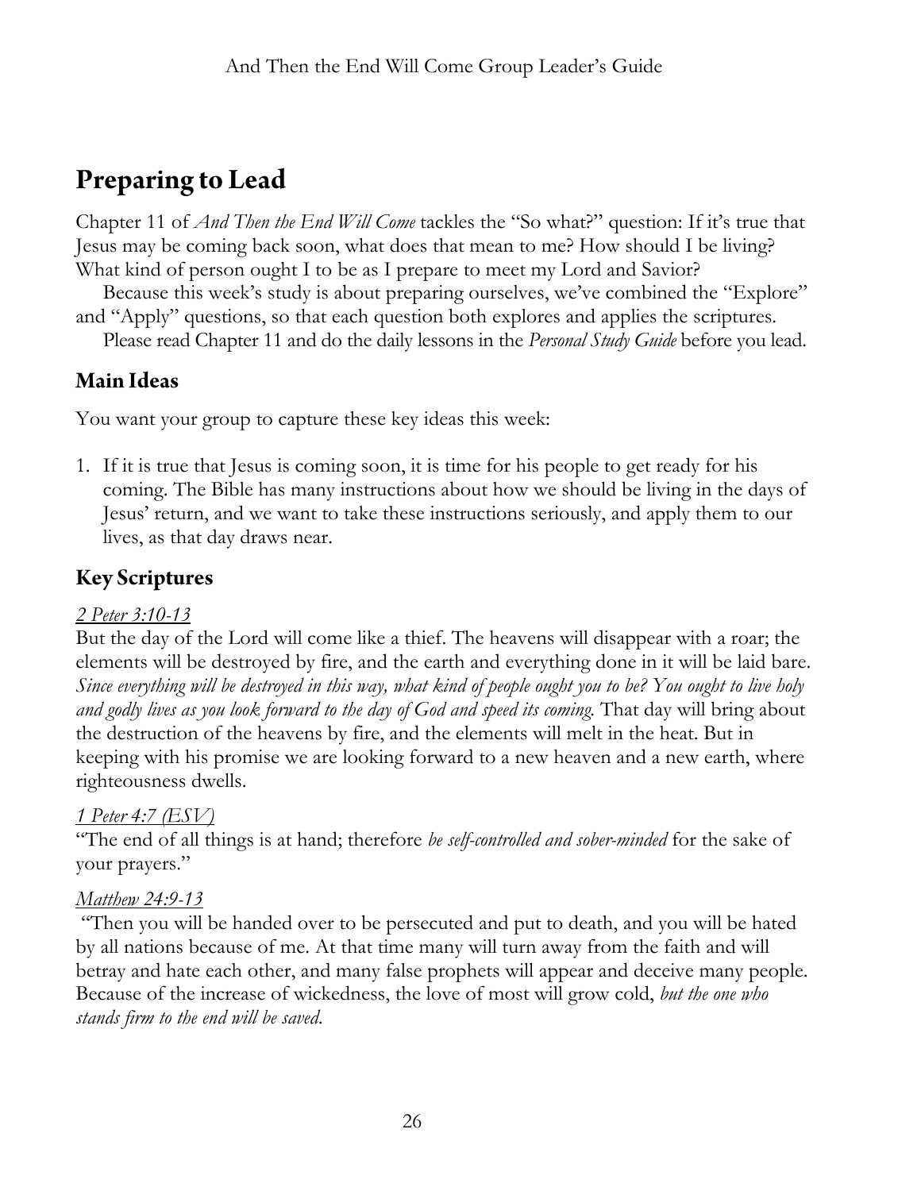# Preparing to Lead

Chapter 11 of *And Then the End Will Come* tackles the "So what?" question: If it's true that Jesus may be coming back soon, what does that mean to me? How should I be living? What kind of person ought I to be as I prepare to meet my Lord and Savior?

Because this week's study is about preparing ourselves, we've combined the "Explore" and "Apply" questions, so that each question both explores and applies the scriptures.

Please read Chapter 11 and do the daily lessons in the *Personal Study Guide* before you lead.

## Main Ideas

You want your group to capture these key ideas this week:

1. If it is true that Jesus is coming soon, it is time for his people to get ready for his coming. The Bible has many instructions about how we should be living in the days of Jesus' return, and we want to take these instructions seriously, and apply them to our lives, as that day draws near.

## Key Scriptures

*2 Peter 3:10-13*

But the day of the Lord will come like a thief. The heavens will disappear with a roar; the elements will be destroyed by fire, and the earth and everything done in it will be laid bare. *Since everything will be destroyed in this way, what kind of people ought you to be? You ought to live holy and godly lives as you look forward to the day of God and speed its coming.* That day will bring about the destruction of the heavens by fire, and the elements will melt in the heat. But in keeping with his promise we are looking forward to a new heaven and a new earth, where righteousness dwells.

*1 Peter 4:7 (ESV)*

"The end of all things is at hand; therefore *be self-controlled and sober-minded* for the sake of your prayers."

*Matthew 24:9-13*

"Then you will be handed over to be persecuted and put to death, and you will be hated by all nations because of me. At that time many will turn away from the faith and will betray and hate each other, and many false prophets will appear and deceive many people. Because of the increase of wickedness, the love of most will grow cold, *but the one who stands firm to the end will be saved.*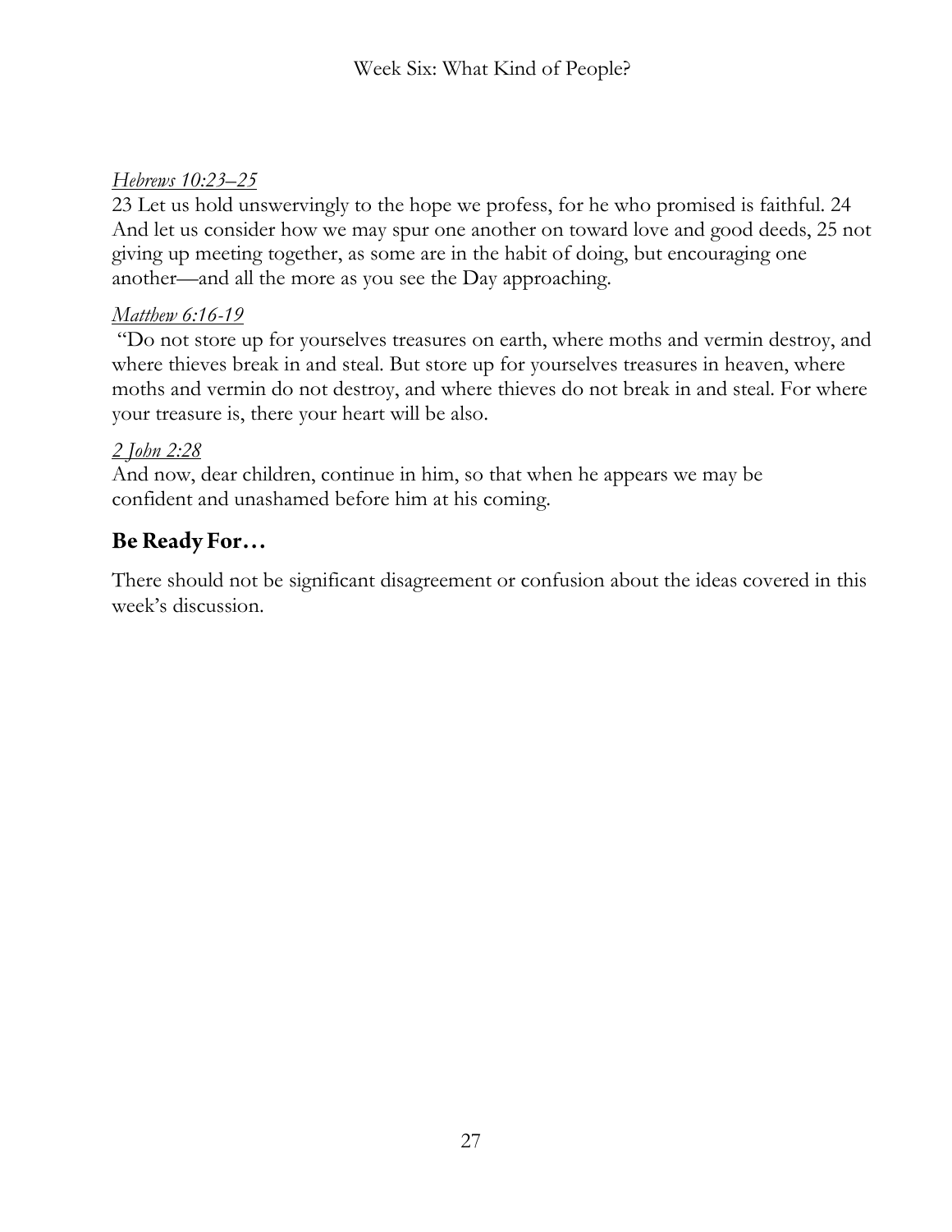*Hebrews 10:23–25*

23 Let us hold unswervingly to the hope we profess, for he who promised is faithful. 24 And let us consider how we may spur one another on toward love and good deeds, 25 not giving up meeting together, as some are in the habit of doing, but encouraging one another—and all the more as you see the Day approaching.

*Matthew 6:16-19*

"Do not store up for yourselves treasures on earth, where moths and vermin destroy, and where thieves break in and steal. But store up for yourselves treasures in heaven, where moths and vermin do not destroy, and where thieves do not break in and steal. For where your treasure is, there your heart will be also.

*2 John 2:28*

And now, dear children, continue in him, so that when he appears we may be confident and unashamed before him at his coming.

## Be Ready For…

There should not be significant disagreement or confusion about the ideas covered in this week's discussion.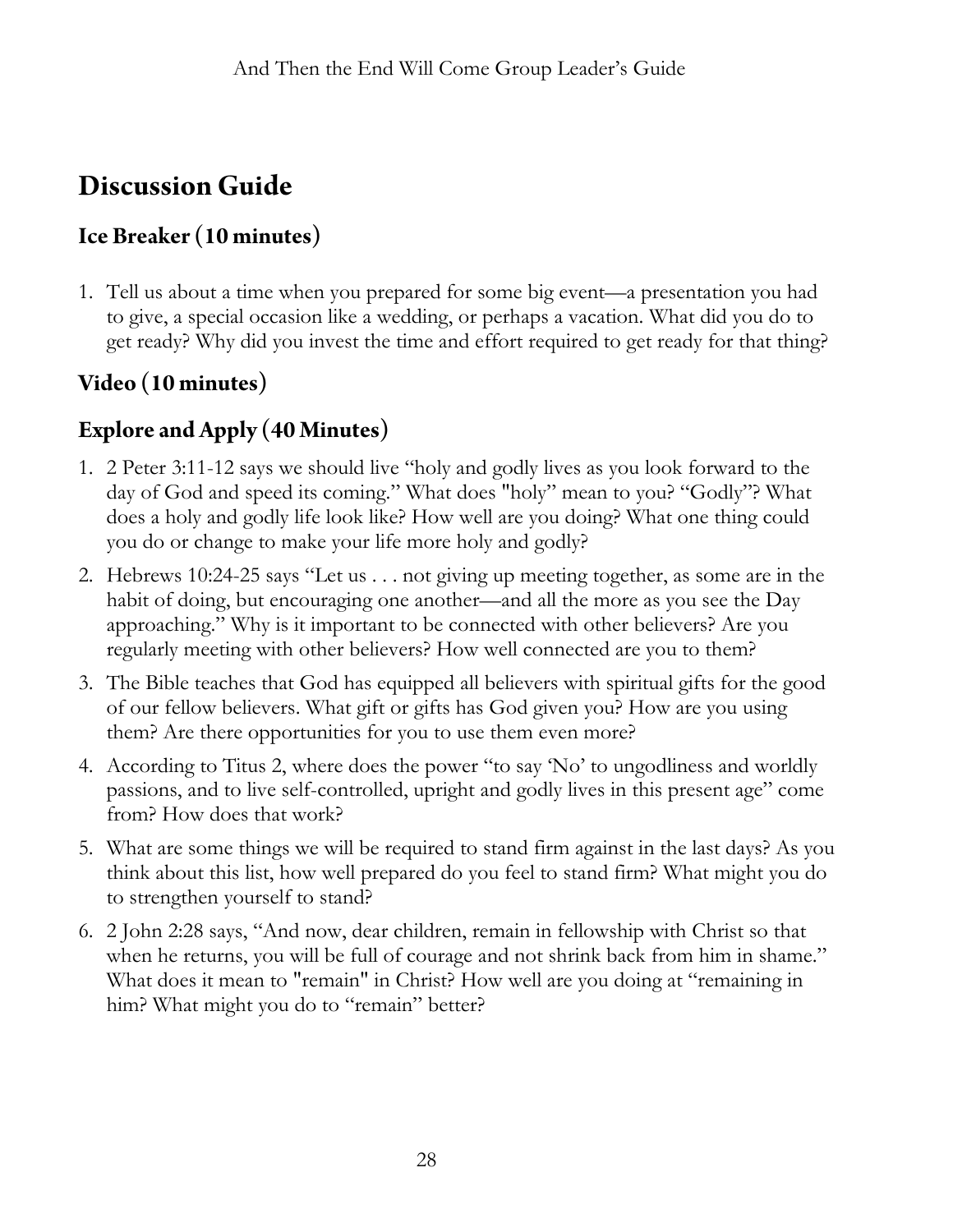# Discussion Guide

## Ice Breaker (10 minutes)

1. Tell us about a time when you prepared for some big event—a presentation you had to give, a special occasion like a wedding, or perhaps a vacation. What did you do to get ready? Why did you invest the time and effort required to get ready for that thing?

## Video (10 minutes)

## Explore and Apply (40 Minutes)

1. 2 Peter 3:11-12 says we should live "holy and godly lives as you look forward to the day of God and speed its coming." What does "holy" mean to you? "Godly"? What does a holy and godly life look like? How well are you doing? What one thing could you do or change to make your life more holy and godly?
2. Hebrews 10:24-25 says "Let us . . . not giving up meeting together, as some are in the habit of doing, but encouraging one another—and all the more as you see the Day approaching." Why is it important to be connected with other believers? Are you regularly meeting with other believers? How well connected are you to them?
3. The Bible teaches that God has equipped all believers with spiritual gifts for the good of our fellow believers. What gift or gifts has God given you? How are you using them? Are there opportunities for you to use them even more?
4. According to Titus 2, where does the power "to say 'No' to ungodliness and worldly passions, and to live self-controlled, upright and godly lives in this present age" come from? How does that work?
5. What are some things we will be required to stand firm against in the last days? As you think about this list, how well prepared do you feel to stand firm? What might you do to strengthen yourself to stand?
6. 2 John 2:28 says, "And now, dear children, remain in fellowship with Christ so that when he returns, you will be full of courage and not shrink back from him in shame." What does it mean to "remain" in Christ? How well are you doing at "remaining in him? What might you do to "remain" better?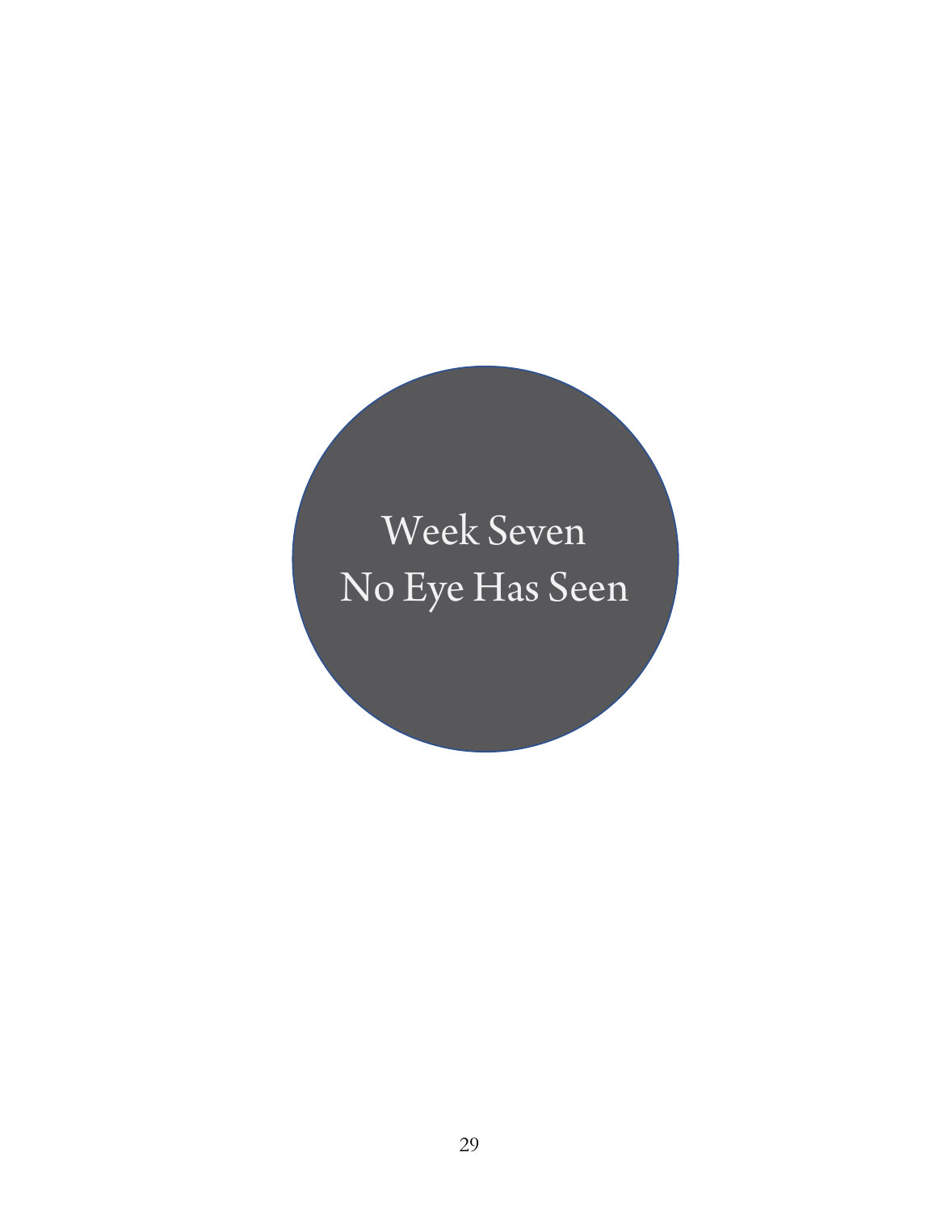# Week Seven
# No Eye Has Seen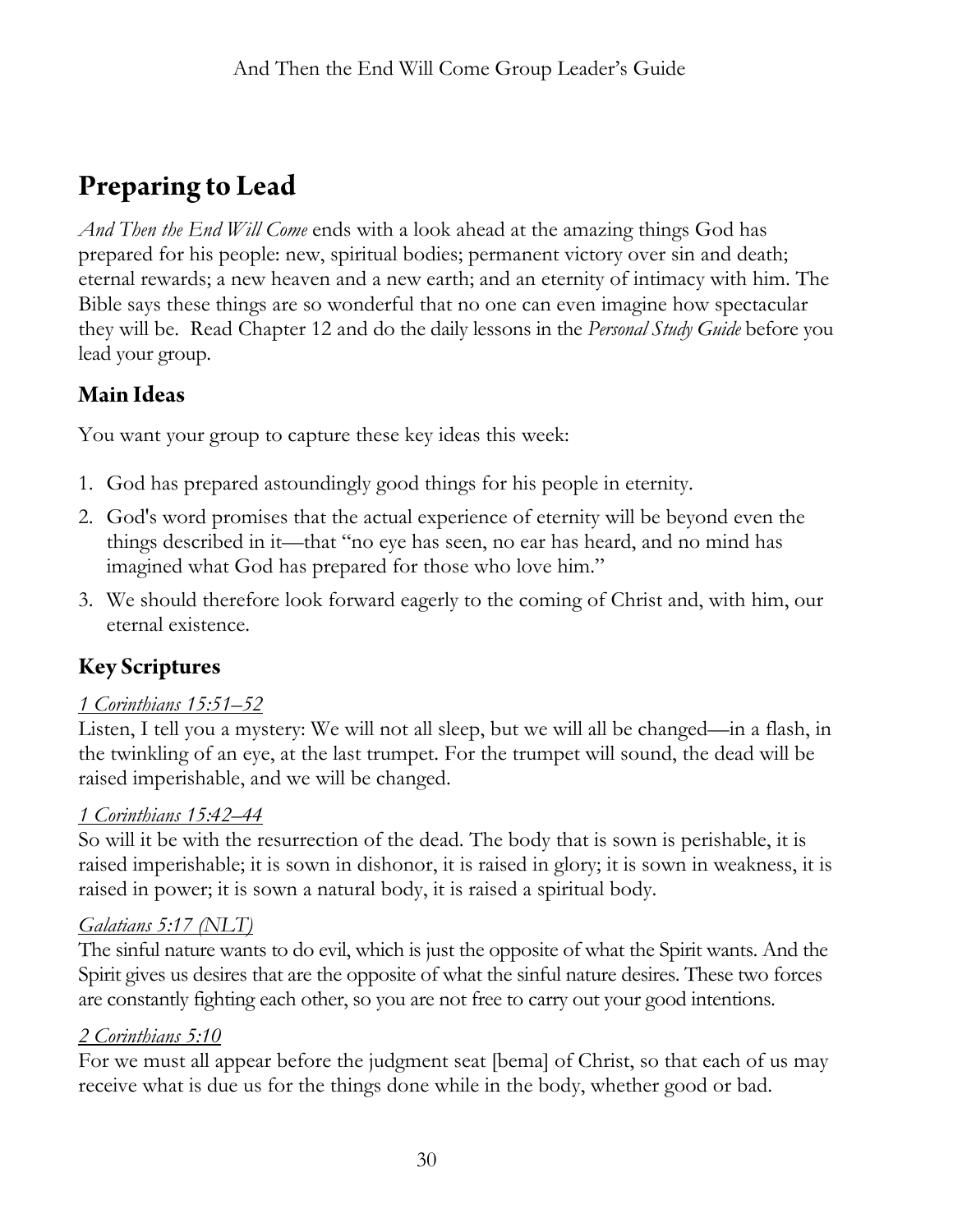## Preparing to Lead

*And Then the End Will Come* ends with a look ahead at the amazing things God has prepared for his people: new, spiritual bodies; permanent victory over sin and death; eternal rewards; a new heaven and a new earth; and an eternity of intimacy with him. The Bible says these things are so wonderful that no one can even imagine how spectacular they will be. Read Chapter 12 and do the daily lessons in the *Personal Study Guide* before you lead your group.

### Main Ideas

You want your group to capture these key ideas this week:

1. God has prepared astoundingly good things for his people in eternity.
2. God's word promises that the actual experience of eternity will be beyond even the things described in it—that "no eye has seen, no ear has heard, and no mind has imagined what God has prepared for those who love him."
3. We should therefore look forward eagerly to the coming of Christ and, with him, our eternal existence.

### Key Scriptures

*1 Corinthians 15:51–52*
Listen, I tell you a mystery: We will not all sleep, but we will all be changed—in a flash, in the twinkling of an eye, at the last trumpet. For the trumpet will sound, the dead will be raised imperishable, and we will be changed.

*1 Corinthians 15:42–44*
So will it be with the resurrection of the dead. The body that is sown is perishable, it is raised imperishable; it is sown in dishonor, it is raised in glory; it is sown in weakness, it is raised in power; it is sown a natural body, it is raised a spiritual body.

*Galatians 5:17 (NLT)*
The sinful nature wants to do evil, which is just the opposite of what the Spirit wants. And the Spirit gives us desires that are the opposite of what the sinful nature desires. These two forces are constantly fighting each other, so you are not free to carry out your good intentions.

*2 Corinthians 5:10*
For we must all appear before the judgment seat [bema] of Christ, so that each of us may receive what is due us for the things done while in the body, whether good or bad.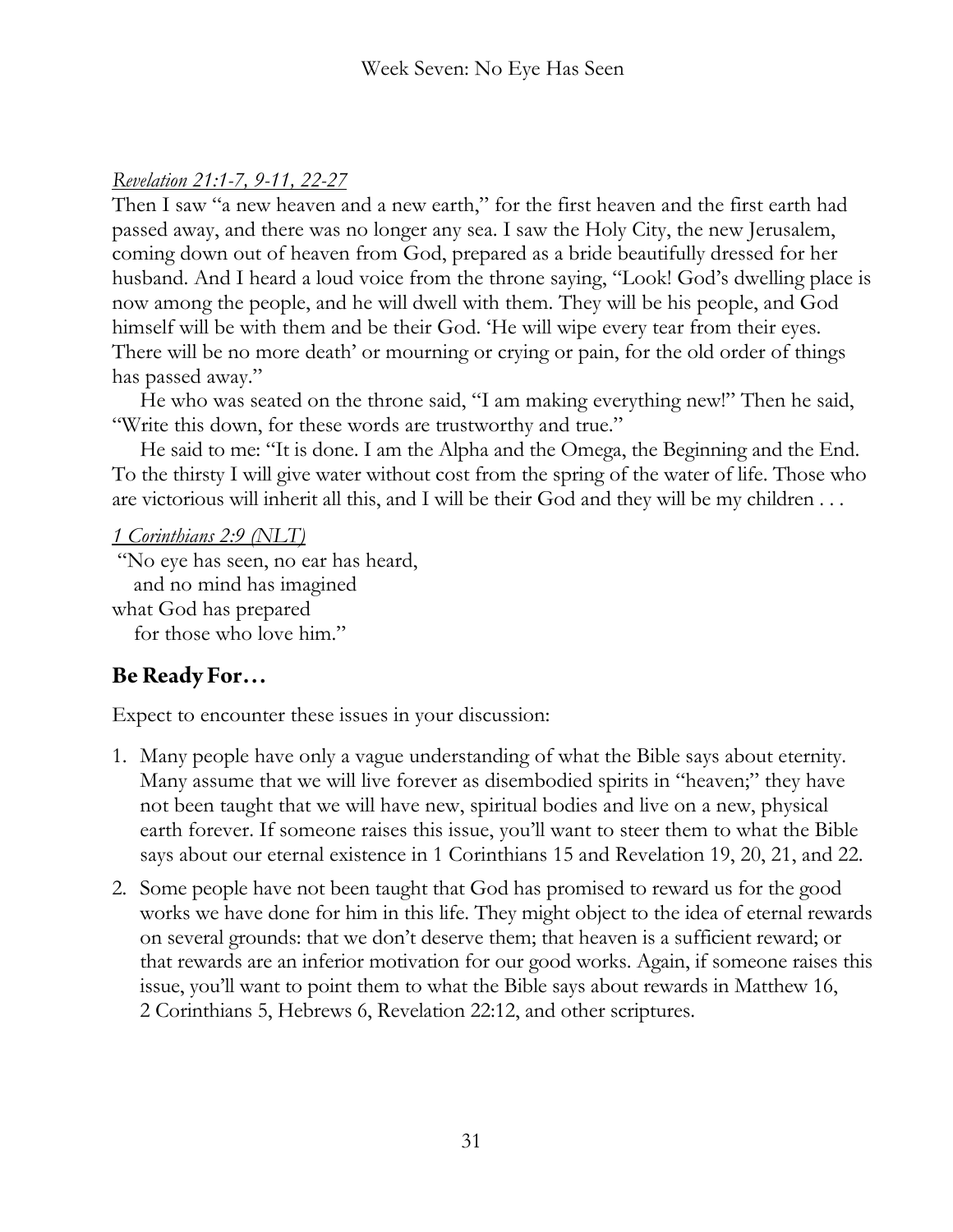*Revelation 21:1-7, 9-11, 22-27*

Then I saw "a new heaven and a new earth," for the first heaven and the first earth had passed away, and there was no longer any sea. I saw the Holy City, the new Jerusalem, coming down out of heaven from God, prepared as a bride beautifully dressed for her husband. And I heard a loud voice from the throne saying, "Look! God's dwelling place is now among the people, and he will dwell with them. They will be his people, and God himself will be with them and be their God. 'He will wipe every tear from their eyes. There will be no more death' or mourning or crying or pain, for the old order of things has passed away."

He who was seated on the throne said, "I am making everything new!" Then he said, "Write this down, for these words are trustworthy and true."

He said to me: "It is done. I am the Alpha and the Omega, the Beginning and the End. To the thirsty I will give water without cost from the spring of the water of life. Those who are victorious will inherit all this, and I will be their God and they will be my children . . .

*1 Corinthians 2:9 (NLT)*

"No eye has seen, no ear has heard,
and no mind has imagined
what God has prepared
for those who love him."

## Be Ready For…

Expect to encounter these issues in your discussion:

1. Many people have only a vague understanding of what the Bible says about eternity. Many assume that we will live forever as disembodied spirits in "heaven;" they have not been taught that we will have new, spiritual bodies and live on a new, physical earth forever. If someone raises this issue, you'll want to steer them to what the Bible says about our eternal existence in 1 Corinthians 15 and Revelation 19, 20, 21, and 22.
2. Some people have not been taught that God has promised to reward us for the good works we have done for him in this life. They might object to the idea of eternal rewards on several grounds: that we don't deserve them; that heaven is a sufficient reward; or that rewards are an inferior motivation for our good works. Again, if someone raises this issue, you'll want to point them to what the Bible says about rewards in Matthew 16, 2 Corinthians 5, Hebrews 6, Revelation 22:12, and other scriptures.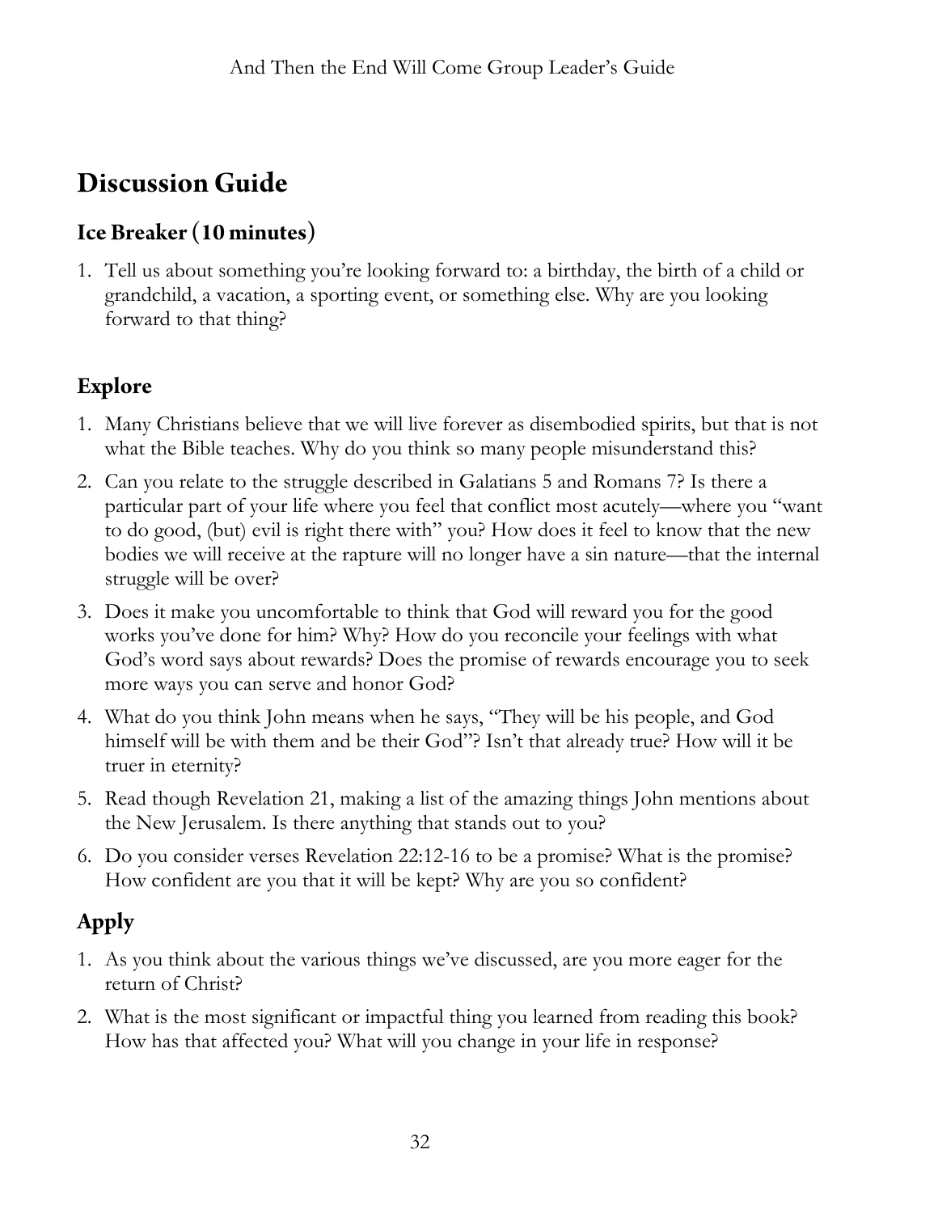## Discussion Guide

### Ice Breaker (10 minutes)

1. Tell us about something you're looking forward to: a birthday, the birth of a child or grandchild, a vacation, a sporting event, or something else. Why are you looking forward to that thing?

### Explore

1. Many Christians believe that we will live forever as disembodied spirits, but that is not what the Bible teaches. Why do you think so many people misunderstand this?
2. Can you relate to the struggle described in Galatians 5 and Romans 7? Is there a particular part of your life where you feel that conflict most acutely—where you "want to do good, (but) evil is right there with" you? How does it feel to know that the new bodies we will receive at the rapture will no longer have a sin nature—that the internal struggle will be over?
3. Does it make you uncomfortable to think that God will reward you for the good works you've done for him? Why? How do you reconcile your feelings with what God's word says about rewards? Does the promise of rewards encourage you to seek more ways you can serve and honor God?
4. What do you think John means when he says, "They will be his people, and God himself will be with them and be their God"? Isn't that already true? How will it be truer in eternity?
5. Read though Revelation 21, making a list of the amazing things John mentions about the New Jerusalem. Is there anything that stands out to you?
6. Do you consider verses Revelation 22:12-16 to be a promise? What is the promise? How confident are you that it will be kept? Why are you so confident?

### Apply

1. As you think about the various things we've discussed, are you more eager for the return of Christ?
2. What is the most significant or impactful thing you learned from reading this book? How has that affected you? What will you change in your life in response?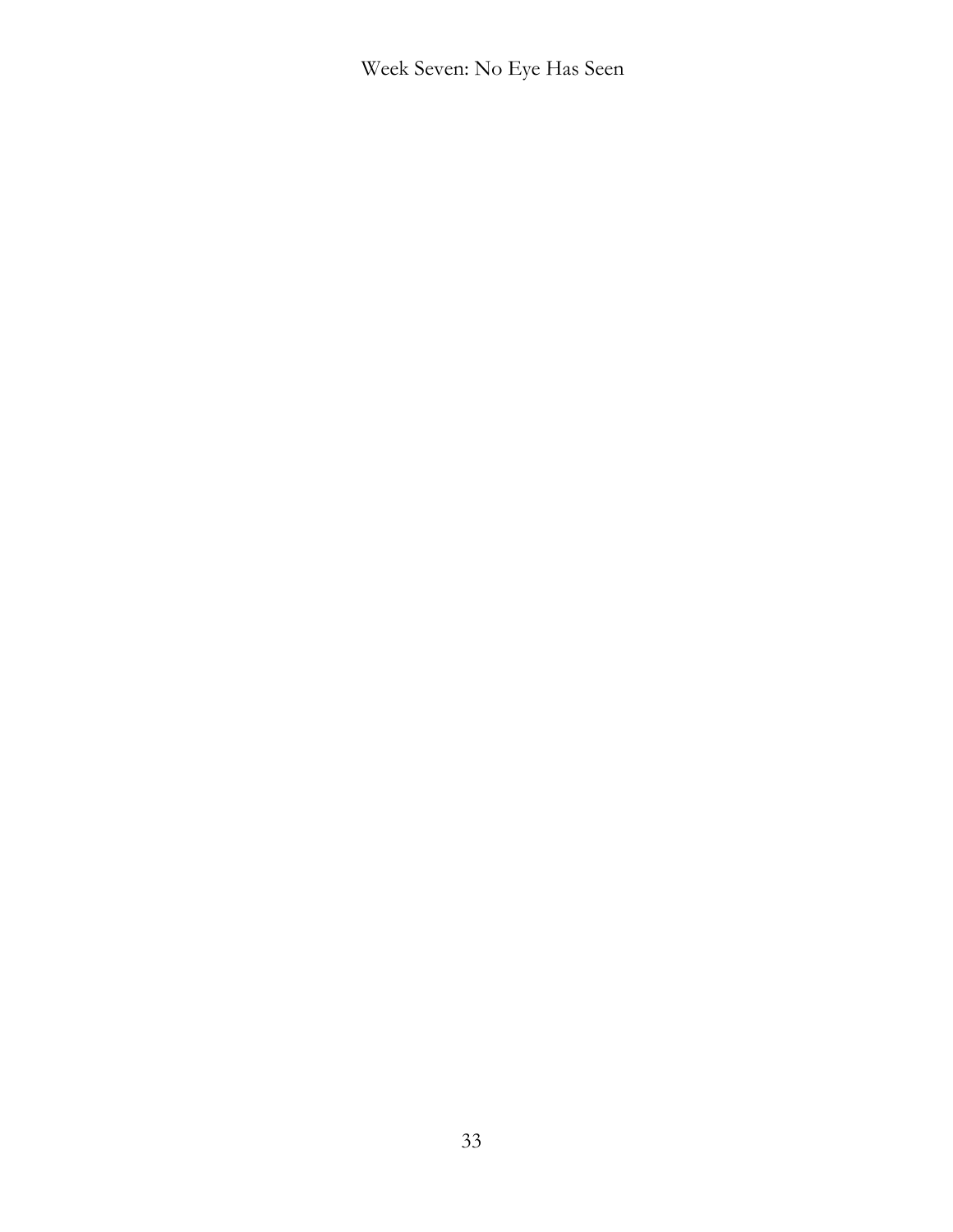Week Seven: No Eye Has Seen